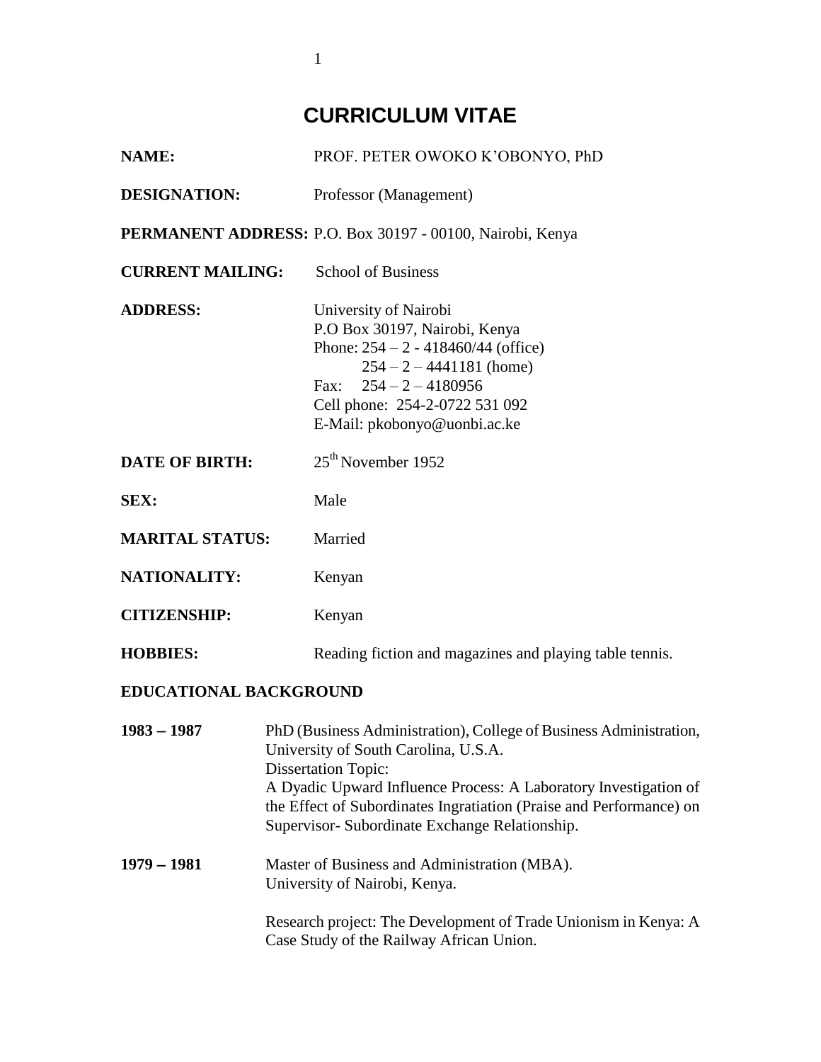# CURRICULUM VITAE

**NAME:** PROF. PETER OWOKO K'OBONYO, PhD

**DESIGNATION:** Professor (Management)

**PERMANENT ADDRESS:** P.O. Box 30197 - 00100, Nairobi, Kenya

**CURRENT MAILING:** School of Business

**ADDRESS:** University of Nairobi
P.O Box 30197, Nairobi, Kenya
Phone: 254 – 2 - 418460/44 (office)
254 – 2 – 4441181 (home)
Fax: 254 – 2 – 4180956
Cell phone: 254-2-0722 531 092
E-Mail: pkobonyo@uonbi.ac.ke

**DATE OF BIRTH:** 25th November 1952

**SEX:** Male

**MARITAL STATUS:** Married

**NATIONALITY:** Kenyan

**CITIZENSHIP:** Kenyan

**HOBBIES:** Reading fiction and magazines and playing table tennis.

## EDUCATIONAL BACKGROUND

**1983 – 1987** PhD (Business Administration), College of Business Administration, University of South Carolina, U.S.A.
Dissertation Topic:
A Dyadic Upward Influence Process: A Laboratory Investigation of the Effect of Subordinates Ingratiation (Praise and Performance) on Supervisor- Subordinate Exchange Relationship.

**1979 – 1981** Master of Business and Administration (MBA).
University of Nairobi, Kenya.

Research project: The Development of Trade Unionism in Kenya: A Case Study of the Railway African Union.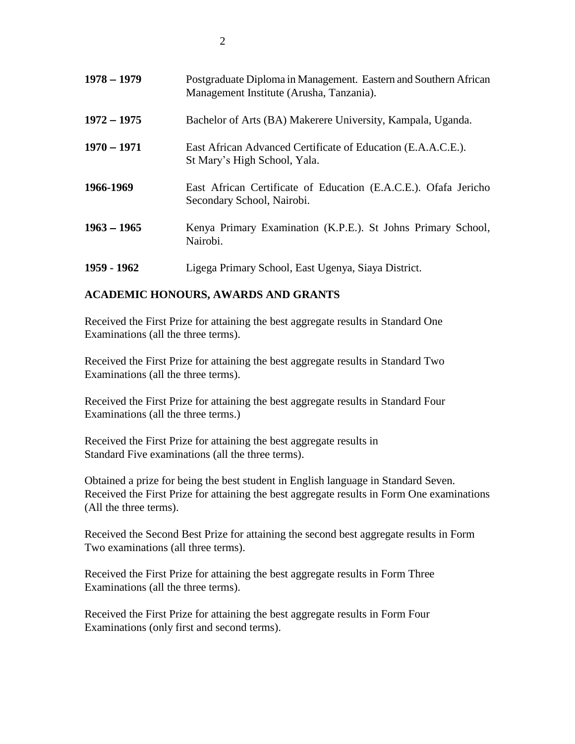**1978 – 1979** Postgraduate Diploma in Management. Eastern and Southern African Management Institute (Arusha, Tanzania).

**1972 – 1975** Bachelor of Arts (BA) Makerere University, Kampala, Uganda.

**1970 – 1971** East African Advanced Certificate of Education (E.A.A.C.E.). St Mary's High School, Yala.

**1966-1969** East African Certificate of Education (E.A.C.E.). Ofafa Jericho Secondary School, Nairobi.

**1963 – 1965** Kenya Primary Examination (K.P.E.). St Johns Primary School, Nairobi.

**1959 - 1962** Ligega Primary School, East Ugenya, Siaya District.

## ACADEMIC HONOURS, AWARDS AND GRANTS

Received the First Prize for attaining the best aggregate results in Standard One Examinations (all the three terms).

Received the First Prize for attaining the best aggregate results in Standard Two Examinations (all the three terms).

Received the First Prize for attaining the best aggregate results in Standard Four Examinations (all the three terms.)

Received the First Prize for attaining the best aggregate results in Standard Five examinations (all the three terms).

Obtained a prize for being the best student in English language in Standard Seven. Received the First Prize for attaining the best aggregate results in Form One examinations (All the three terms).

Received the Second Best Prize for attaining the second best aggregate results in Form Two examinations (all three terms).

Received the First Prize for attaining the best aggregate results in Form Three Examinations (all the three terms).

Received the First Prize for attaining the best aggregate results in Form Four Examinations (only first and second terms).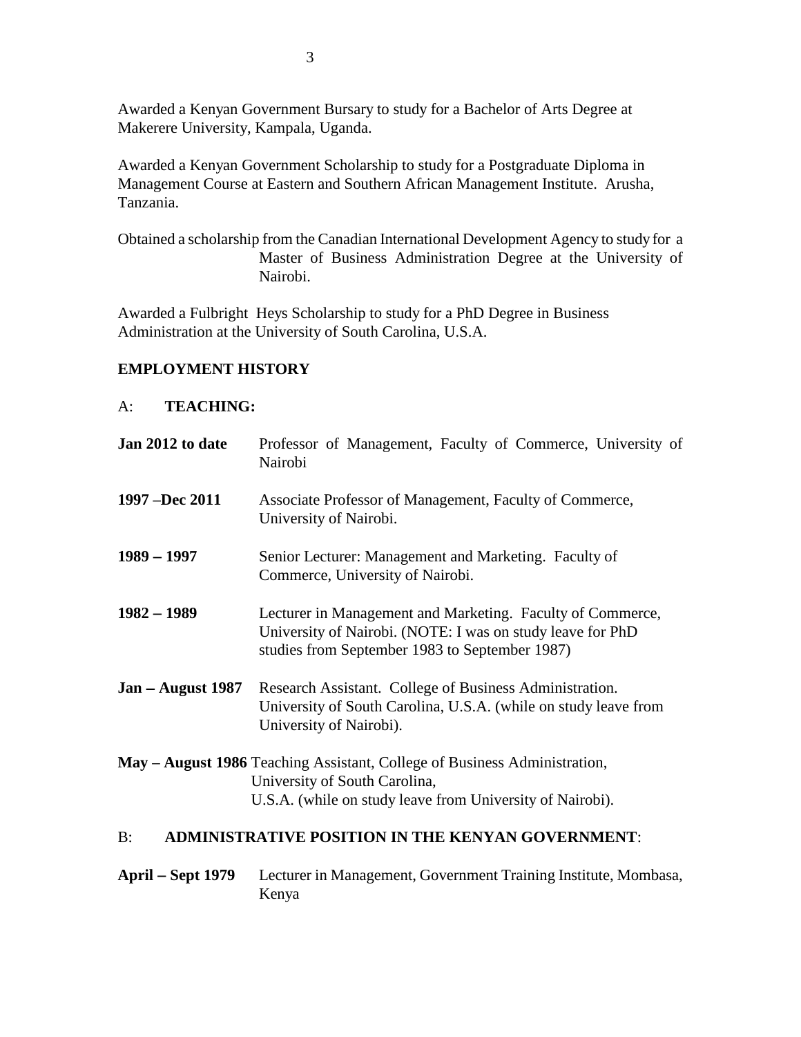Awarded a Kenyan Government Bursary to study for a Bachelor of Arts Degree at Makerere University, Kampala, Uganda.

Awarded a Kenyan Government Scholarship to study for a Postgraduate Diploma in Management Course at Eastern and Southern African Management Institute. Arusha, Tanzania.

Obtained a scholarship from the Canadian International Development Agency to study for a Master of Business Administration Degree at the University of Nairobi.

Awarded a Fulbright Heys Scholarship to study for a PhD Degree in Business Administration at the University of South Carolina, U.S.A.

## EMPLOYMENT HISTORY

### A: TEACHING:

**Jan 2012 to date** Professor of Management, Faculty of Commerce, University of Nairobi

**1997 –Dec 2011** Associate Professor of Management, Faculty of Commerce, University of Nairobi.

**1989 – 1997** Senior Lecturer: Management and Marketing. Faculty of Commerce, University of Nairobi.

**1982 – 1989** Lecturer in Management and Marketing. Faculty of Commerce, University of Nairobi. (NOTE: I was on study leave for PhD studies from September 1983 to September 1987)

**Jan – August 1987** Research Assistant. College of Business Administration. University of South Carolina, U.S.A. (while on study leave from University of Nairobi).

**May – August 1986** Teaching Assistant, College of Business Administration, University of South Carolina, U.S.A. (while on study leave from University of Nairobi).

### B: ADMINISTRATIVE POSITION IN THE KENYAN GOVERNMENT:

**April – Sept 1979** Lecturer in Management, Government Training Institute, Mombasa, Kenya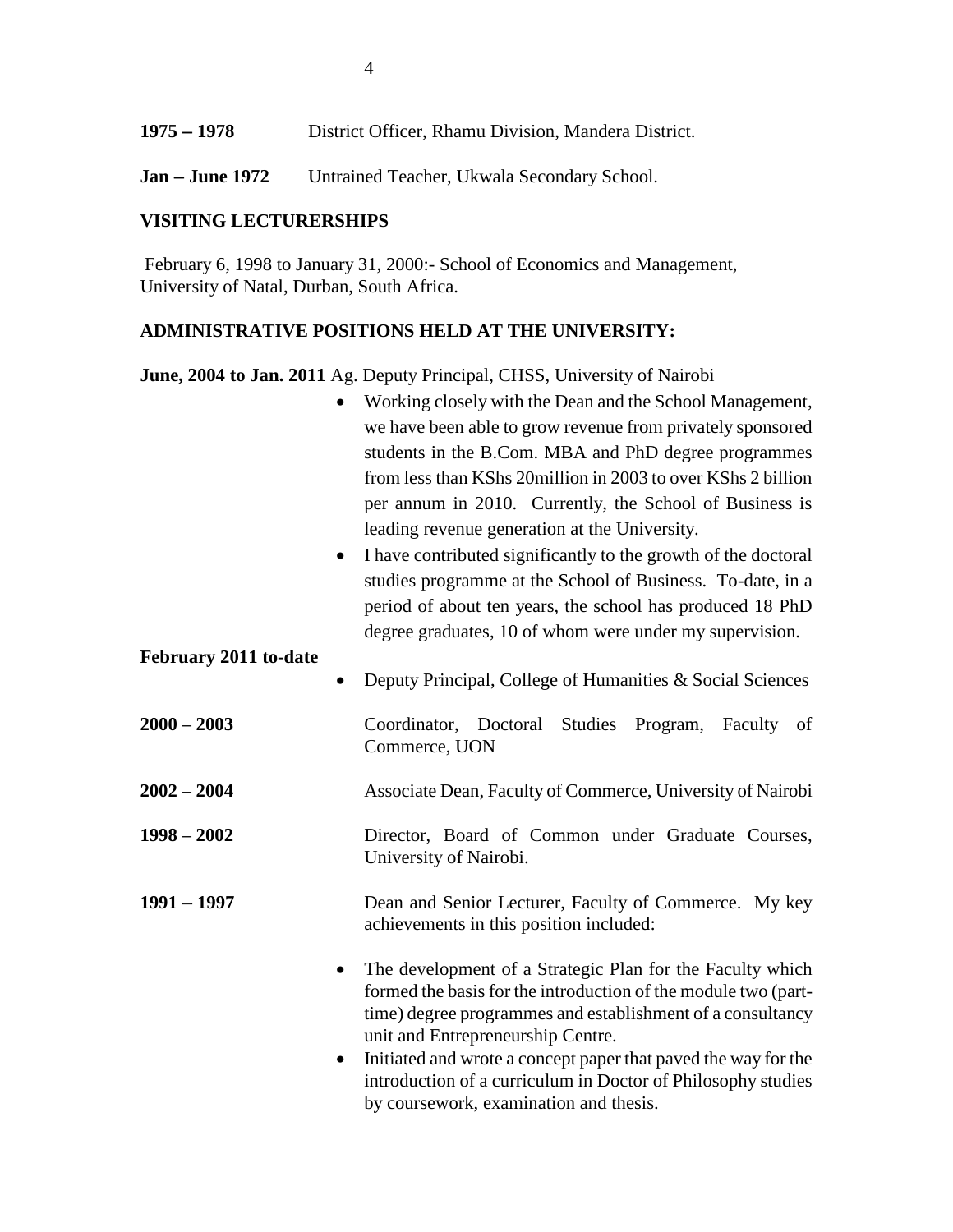**1975 – 1978** District Officer, Rhamu Division, Mandera District.

**Jan – June 1972** Untrained Teacher, Ukwala Secondary School.

## VISITING LECTURERSHIPS

February 6, 1998 to January 31, 2000:- School of Economics and Management, University of Natal, Durban, South Africa.

## ADMINISTRATIVE POSITIONS HELD AT THE UNIVERSITY:

**June, 2004 to Jan. 2011** Ag. Deputy Principal, CHSS, University of Nairobi

- Working closely with the Dean and the School Management, we have been able to grow revenue from privately sponsored students in the B.Com. MBA and PhD degree programmes from less than KShs 20million in 2003 to over KShs 2 billion per annum in 2010. Currently, the School of Business is leading revenue generation at the University.
- I have contributed significantly to the growth of the doctoral studies programme at the School of Business. To-date, in a period of about ten years, the school has produced 18 PhD degree graduates, 10 of whom were under my supervision.

**February 2011 to-date**

- Deputy Principal, College of Humanities & Social Sciences

**2000 – 2003** Coordinator, Doctoral Studies Program, Faculty of Commerce, UON

**2002 – 2004** Associate Dean, Faculty of Commerce, University of Nairobi

**1998 – 2002** Director, Board of Common under Graduate Courses, University of Nairobi.

**1991 – 1997** Dean and Senior Lecturer, Faculty of Commerce. My key achievements in this position included:

- The development of a Strategic Plan for the Faculty which formed the basis for the introduction of the module two (part-time) degree programmes and establishment of a consultancy unit and Entrepreneurship Centre.
- Initiated and wrote a concept paper that paved the way for the introduction of a curriculum in Doctor of Philosophy studies by coursework, examination and thesis.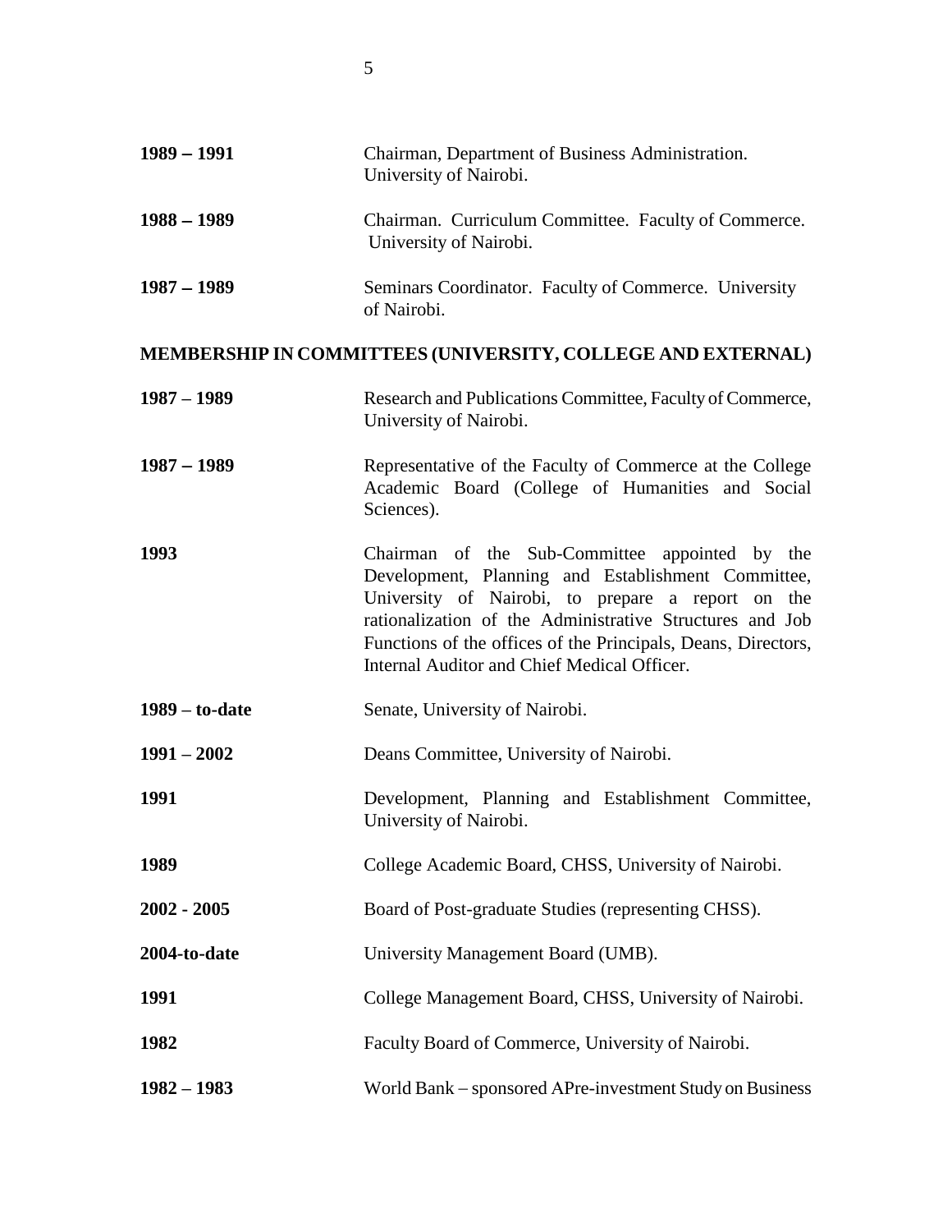**1989 – 1991** Chairman, Department of Business Administration. University of Nairobi.

**1988 – 1989** Chairman. Curriculum Committee. Faculty of Commerce. University of Nairobi.

**1987 – 1989** Seminars Coordinator. Faculty of Commerce. University of Nairobi.

## MEMBERSHIP IN COMMITTEES (UNIVERSITY, COLLEGE AND EXTERNAL)

**1987 – 1989** Research and Publications Committee, Faculty of Commerce, University of Nairobi.

**1987 – 1989** Representative of the Faculty of Commerce at the College Academic Board (College of Humanities and Social Sciences).

**1993** Chairman of the Sub-Committee appointed by the Development, Planning and Establishment Committee, University of Nairobi, to prepare a report on the rationalization of the Administrative Structures and Job Functions of the offices of the Principals, Deans, Directors, Internal Auditor and Chief Medical Officer.

**1989 – to-date** Senate, University of Nairobi.

**1991 – 2002** Deans Committee, University of Nairobi.

**1991** Development, Planning and Establishment Committee, University of Nairobi.

**1989** College Academic Board, CHSS, University of Nairobi.

**2002 - 2005** Board of Post-graduate Studies (representing CHSS).

**2004-to-date** University Management Board (UMB).

**1991** College Management Board, CHSS, University of Nairobi.

**1982** Faculty Board of Commerce, University of Nairobi.

**1982 – 1983** World Bank – sponsored APre-investment Study on Business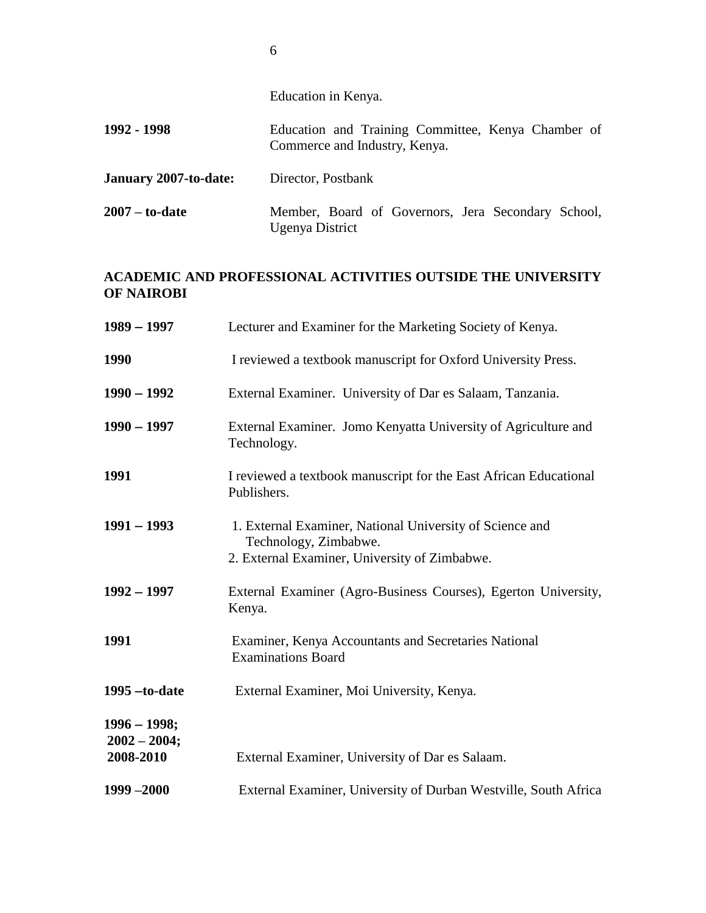Education in Kenya.

| | |
|---|---|
| **1992 - 1998** | Education and Training Committee, Kenya Chamber of Commerce and Industry, Kenya. |
| **January 2007-to-date:** | Director, Postbank |
| **2007 – to-date** | Member, Board of Governors, Jera Secondary School, Ugenya District |

## ACADEMIC AND PROFESSIONAL ACTIVITIES OUTSIDE THE UNIVERSITY OF NAIROBI

| | |
|---|---|
| **1989 – 1997** | Lecturer and Examiner for the Marketing Society of Kenya. |
| **1990** | I reviewed a textbook manuscript for Oxford University Press. |
| **1990 – 1992** | External Examiner. University of Dar es Salaam, Tanzania. |
| **1990 – 1997** | External Examiner. Jomo Kenyatta University of Agriculture and Technology. |
| **1991** | I reviewed a textbook manuscript for the East African Educational Publishers. |
| **1991 – 1993** | 1. External Examiner, National University of Science and Technology, Zimbabwe.<br>2. External Examiner, University of Zimbabwe. |
| **1992 – 1997** | External Examiner (Agro-Business Courses), Egerton University, Kenya. |
| **1991** | Examiner, Kenya Accountants and Secretaries National Examinations Board |
| **1995 –to-date** | External Examiner, Moi University, Kenya. |
| **1996 – 1998; 2002 – 2004; 2008-2010** | External Examiner, University of Dar es Salaam. |
| **1999 –2000** | External Examiner, University of Durban Westville, South Africa |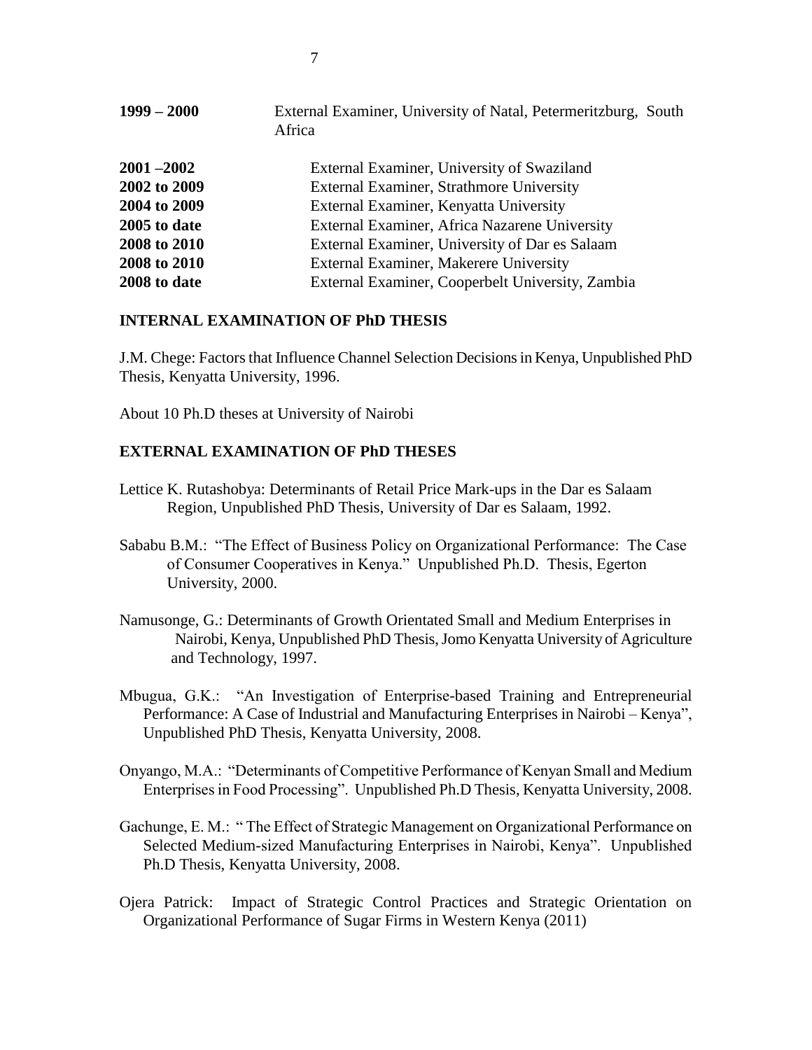| | |
|---|---|
| **1999 – 2000** | External Examiner, University of Natal, Petermeritzburg, South Africa |
| **2001 –2002** | External Examiner, University of Swaziland |
| **2002 to 2009** | External Examiner, Strathmore University |
| **2004 to 2009** | External Examiner, Kenyatta University |
| **2005 to date** | External Examiner, Africa Nazarene University |
| **2008 to 2010** | External Examiner, University of Dar es Salaam |
| **2008 to 2010** | External Examiner, Makerere University |
| **2008 to date** | External Examiner, Cooperbelt University, Zambia |

## INTERNAL EXAMINATION OF PhD THESIS

J.M. Chege: Factors that Influence Channel Selection Decisions in Kenya, Unpublished PhD Thesis, Kenyatta University, 1996.

About 10 Ph.D theses at University of Nairobi

## EXTERNAL EXAMINATION OF PhD THESES

Lettice K. Rutashobya: Determinants of Retail Price Mark-ups in the Dar es Salaam Region, Unpublished PhD Thesis, University of Dar es Salaam, 1992.

Sababu B.M.: "The Effect of Business Policy on Organizational Performance: The Case of Consumer Cooperatives in Kenya." Unpublished Ph.D. Thesis, Egerton University, 2000.

Namusonge, G.: Determinants of Growth Orientated Small and Medium Enterprises in Nairobi, Kenya, Unpublished PhD Thesis, Jomo Kenyatta University of Agriculture and Technology, 1997.

Mbugua, G.K.: "An Investigation of Enterprise-based Training and Entrepreneurial Performance: A Case of Industrial and Manufacturing Enterprises in Nairobi – Kenya", Unpublished PhD Thesis, Kenyatta University, 2008.

Onyango, M.A.: "Determinants of Competitive Performance of Kenyan Small and Medium Enterprises in Food Processing". Unpublished Ph.D Thesis, Kenyatta University, 2008.

Gachunge, E. M.: " The Effect of Strategic Management on Organizational Performance on Selected Medium-sized Manufacturing Enterprises in Nairobi, Kenya". Unpublished Ph.D Thesis, Kenyatta University, 2008.

Ojera Patrick: Impact of Strategic Control Practices and Strategic Orientation on Organizational Performance of Sugar Firms in Western Kenya (2011)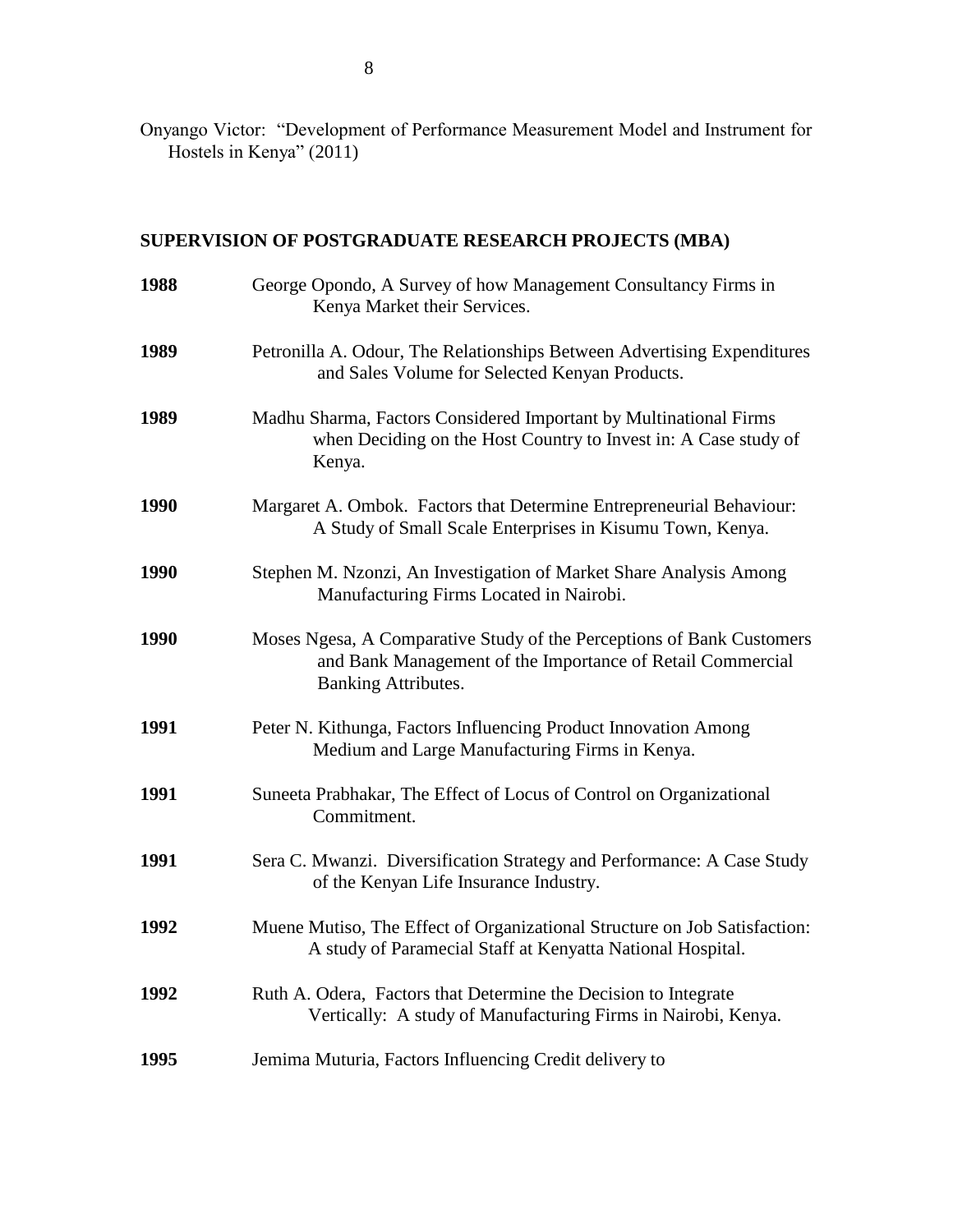Onyango Victor: "Development of Performance Measurement Model and Instrument for Hostels in Kenya" (2011)

## SUPERVISION OF POSTGRADUATE RESEARCH PROJECTS (MBA)

**1988** George Opondo, A Survey of how Management Consultancy Firms in Kenya Market their Services.

**1989** Petronilla A. Odour, The Relationships Between Advertising Expenditures and Sales Volume for Selected Kenyan Products.

**1989** Madhu Sharma, Factors Considered Important by Multinational Firms when Deciding on the Host Country to Invest in: A Case study of Kenya.

**1990** Margaret A. Ombok. Factors that Determine Entrepreneurial Behaviour: A Study of Small Scale Enterprises in Kisumu Town, Kenya.

**1990** Stephen M. Nzonzi, An Investigation of Market Share Analysis Among Manufacturing Firms Located in Nairobi.

**1990** Moses Ngesa, A Comparative Study of the Perceptions of Bank Customers and Bank Management of the Importance of Retail Commercial Banking Attributes.

**1991** Peter N. Kithunga, Factors Influencing Product Innovation Among Medium and Large Manufacturing Firms in Kenya.

**1991** Suneeta Prabhakar, The Effect of Locus of Control on Organizational Commitment.

**1991** Sera C. Mwanzi. Diversification Strategy and Performance: A Case Study of the Kenyan Life Insurance Industry.

**1992** Muene Mutiso, The Effect of Organizational Structure on Job Satisfaction: A study of Paramecial Staff at Kenyatta National Hospital.

**1992** Ruth A. Odera, Factors that Determine the Decision to Integrate Vertically: A study of Manufacturing Firms in Nairobi, Kenya.

**1995** Jemima Muturia, Factors Influencing Credit delivery to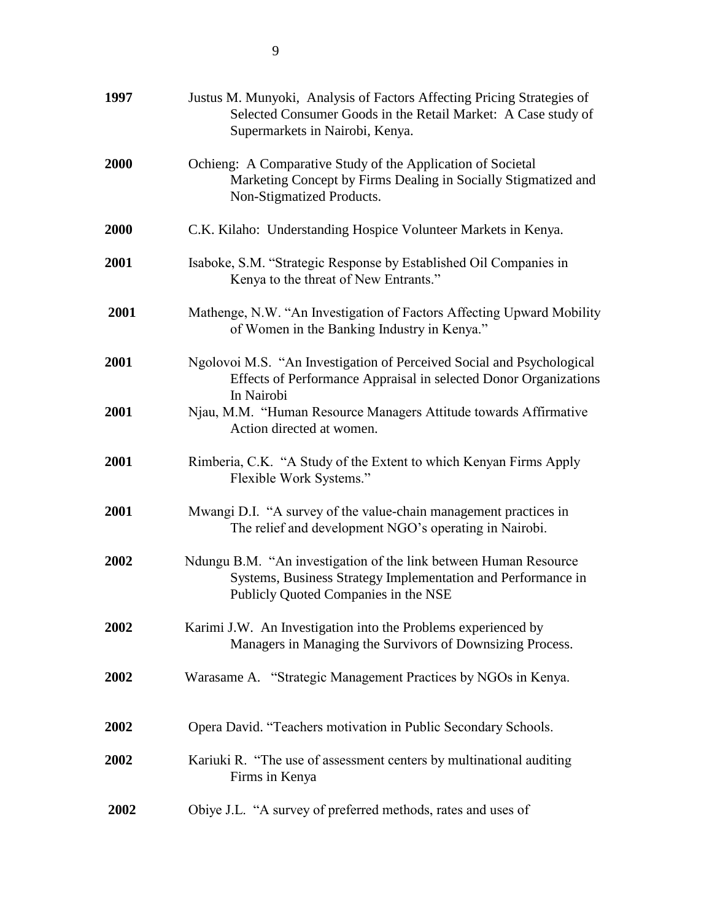**1997** Justus M. Munyoki, Analysis of Factors Affecting Pricing Strategies of Selected Consumer Goods in the Retail Market: A Case study of Supermarkets in Nairobi, Kenya.

**2000** Ochieng: A Comparative Study of the Application of Societal Marketing Concept by Firms Dealing in Socially Stigmatized and Non-Stigmatized Products.

**2000** C.K. Kilaho: Understanding Hospice Volunteer Markets in Kenya.

**2001** Isaboke, S.M. "Strategic Response by Established Oil Companies in Kenya to the threat of New Entrants."

**2001** Mathenge, N.W. "An Investigation of Factors Affecting Upward Mobility of Women in the Banking Industry in Kenya."

**2001** Ngolovoi M.S. "An Investigation of Perceived Social and Psychological Effects of Performance Appraisal in selected Donor Organizations In Nairobi

**2001** Njau, M.M. "Human Resource Managers Attitude towards Affirmative Action directed at women.

**2001** Rimberia, C.K. "A Study of the Extent to which Kenyan Firms Apply Flexible Work Systems."

**2001** Mwangi D.I. "A survey of the value-chain management practices in The relief and development NGO's operating in Nairobi.

**2002** Ndungu B.M. "An investigation of the link between Human Resource Systems, Business Strategy Implementation and Performance in Publicly Quoted Companies in the NSE

**2002** Karimi J.W. An Investigation into the Problems experienced by Managers in Managing the Survivors of Downsizing Process.

**2002** Warasame A. "Strategic Management Practices by NGOs in Kenya.

**2002** Opera David. "Teachers motivation in Public Secondary Schools.

**2002** Kariuki R. "The use of assessment centers by multinational auditing Firms in Kenya

**2002** Obiye J.L. "A survey of preferred methods, rates and uses of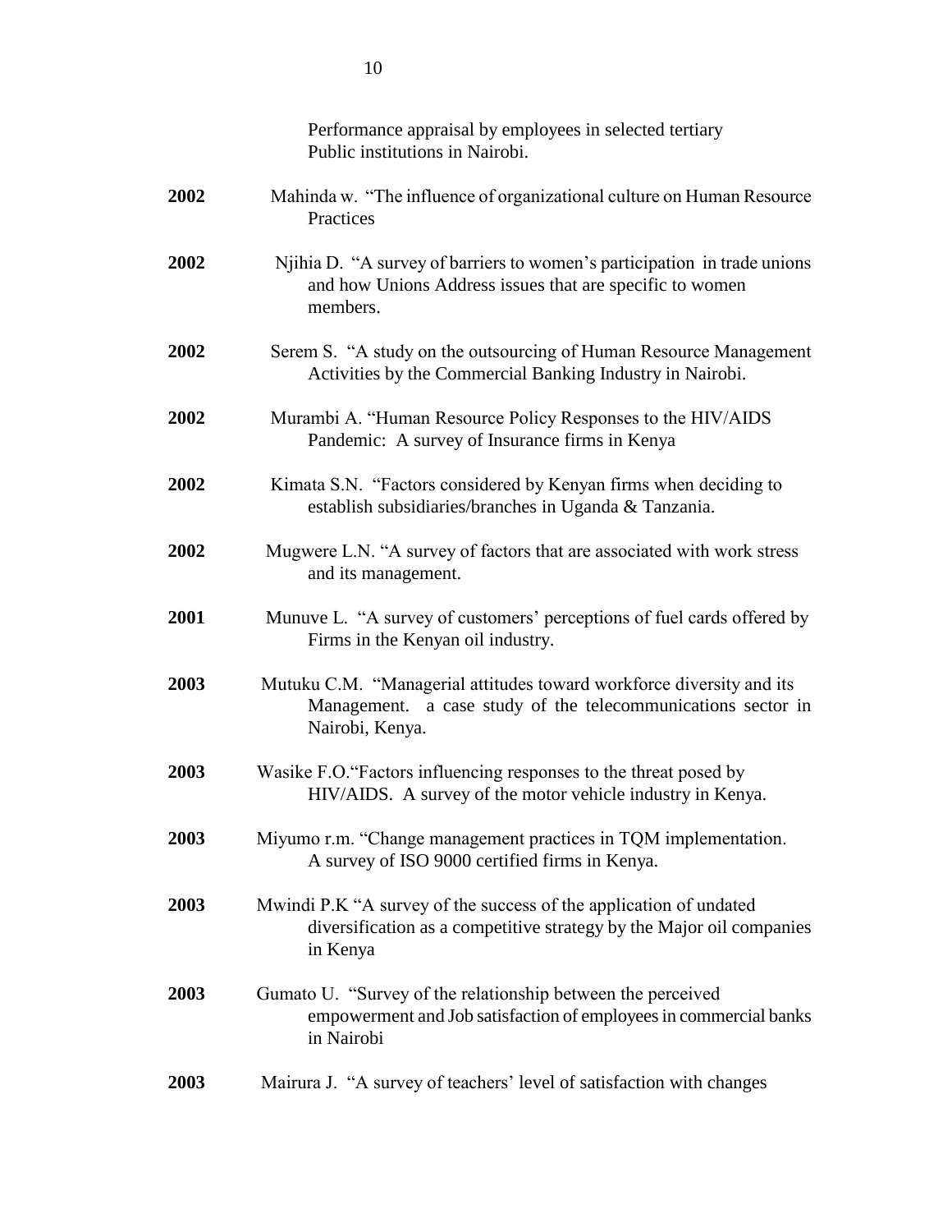Performance appraisal by employees in selected tertiary Public institutions in Nairobi.

**2002** Mahinda w. "The influence of organizational culture on Human Resource Practices

**2002** Njihia D. "A survey of barriers to women's participation in trade unions and how Unions Address issues that are specific to women members.

**2002** Serem S. "A study on the outsourcing of Human Resource Management Activities by the Commercial Banking Industry in Nairobi.

**2002** Murambi A. "Human Resource Policy Responses to the HIV/AIDS Pandemic: A survey of Insurance firms in Kenya

**2002** Kimata S.N. "Factors considered by Kenyan firms when deciding to establish subsidiaries/branches in Uganda & Tanzania.

**2002** Mugwere L.N. "A survey of factors that are associated with work stress and its management.

**2001** Munuve L. "A survey of customers' perceptions of fuel cards offered by Firms in the Kenyan oil industry.

**2003** Mutuku C.M. "Managerial attitudes toward workforce diversity and its Management. a case study of the telecommunications sector in Nairobi, Kenya.

**2003** Wasike F.O."Factors influencing responses to the threat posed by HIV/AIDS. A survey of the motor vehicle industry in Kenya.

**2003** Miyumo r.m. "Change management practices in TQM implementation. A survey of ISO 9000 certified firms in Kenya.

**2003** Mwindi P.K "A survey of the success of the application of undated diversification as a competitive strategy by the Major oil companies in Kenya

**2003** Gumato U. "Survey of the relationship between the perceived empowerment and Job satisfaction of employees in commercial banks in Nairobi

**2003** Mairura J. "A survey of teachers' level of satisfaction with changes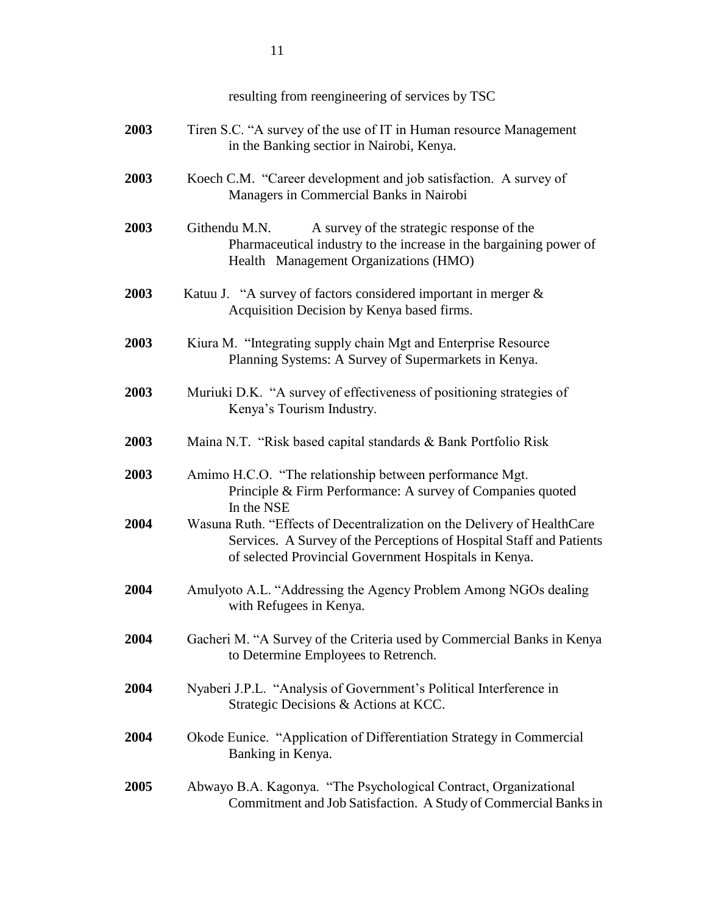resulting from reengineering of services by TSC

**2003** Tiren S.C. "A survey of the use of IT in Human resource Management in the Banking sectior in Nairobi, Kenya.

**2003** Koech C.M. "Career development and job satisfaction. A survey of Managers in Commercial Banks in Nairobi

**2003** Githendu M.N. A survey of the strategic response of the Pharmaceutical industry to the increase in the bargaining power of Health Management Organizations (HMO)

**2003** Katuu J. "A survey of factors considered important in merger & Acquisition Decision by Kenya based firms.

**2003** Kiura M. "Integrating supply chain Mgt and Enterprise Resource Planning Systems: A Survey of Supermarkets in Kenya.

**2003** Muriuki D.K. "A survey of effectiveness of positioning strategies of Kenya's Tourism Industry.

**2003** Maina N.T. "Risk based capital standards & Bank Portfolio Risk

**2003** Amimo H.C.O. "The relationship between performance Mgt. Principle & Firm Performance: A survey of Companies quoted In the NSE

**2004** Wasuna Ruth. "Effects of Decentralization on the Delivery of HealthCare Services. A Survey of the Perceptions of Hospital Staff and Patients of selected Provincial Government Hospitals in Kenya.

**2004** Amulyoto A.L. "Addressing the Agency Problem Among NGOs dealing with Refugees in Kenya.

**2004** Gacheri M. "A Survey of the Criteria used by Commercial Banks in Kenya to Determine Employees to Retrench.

**2004** Nyaberi J.P.L. "Analysis of Government's Political Interference in Strategic Decisions & Actions at KCC.

**2004** Okode Eunice. "Application of Differentiation Strategy in Commercial Banking in Kenya.

**2005** Abwayo B.A. Kagonya. "The Psychological Contract, Organizational Commitment and Job Satisfaction. A Study of Commercial Banks in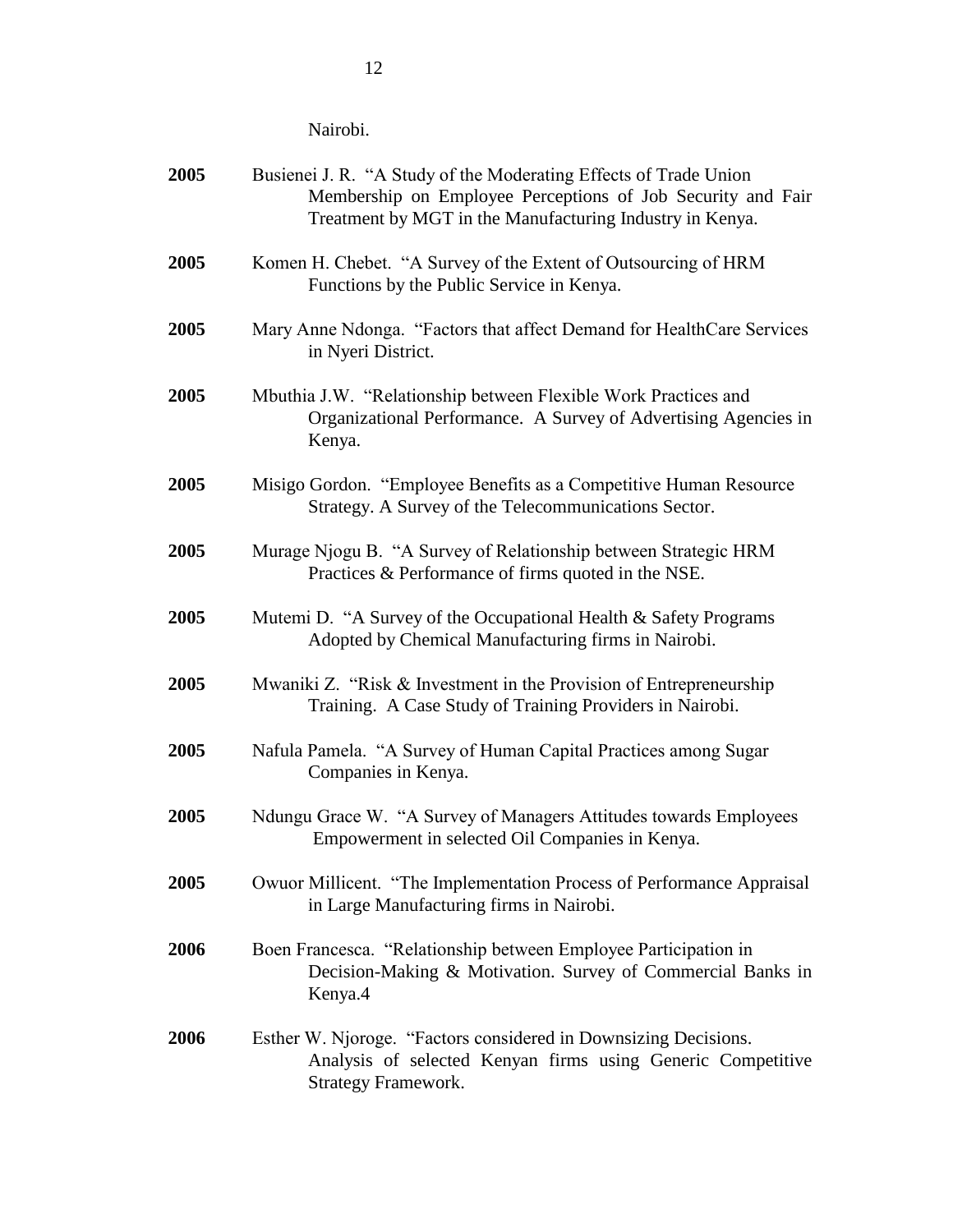Nairobi.

**2005** Busienei J. R. "A Study of the Moderating Effects of Trade Union Membership on Employee Perceptions of Job Security and Fair Treatment by MGT in the Manufacturing Industry in Kenya.

**2005** Komen H. Chebet. "A Survey of the Extent of Outsourcing of HRM Functions by the Public Service in Kenya.

**2005** Mary Anne Ndonga. "Factors that affect Demand for HealthCare Services in Nyeri District.

**2005** Mbuthia J.W. "Relationship between Flexible Work Practices and Organizational Performance. A Survey of Advertising Agencies in Kenya.

**2005** Misigo Gordon. "Employee Benefits as a Competitive Human Resource Strategy. A Survey of the Telecommunications Sector.

**2005** Murage Njogu B. "A Survey of Relationship between Strategic HRM Practices & Performance of firms quoted in the NSE.

**2005** Mutemi D. "A Survey of the Occupational Health & Safety Programs Adopted by Chemical Manufacturing firms in Nairobi.

**2005** Mwaniki Z. "Risk & Investment in the Provision of Entrepreneurship Training. A Case Study of Training Providers in Nairobi.

**2005** Nafula Pamela. "A Survey of Human Capital Practices among Sugar Companies in Kenya.

**2005** Ndungu Grace W. "A Survey of Managers Attitudes towards Employees Empowerment in selected Oil Companies in Kenya.

**2005** Owuor Millicent. "The Implementation Process of Performance Appraisal in Large Manufacturing firms in Nairobi.

**2006** Boen Francesca. "Relationship between Employee Participation in Decision-Making & Motivation. Survey of Commercial Banks in Kenya.4

**2006** Esther W. Njoroge. "Factors considered in Downsizing Decisions. Analysis of selected Kenyan firms using Generic Competitive Strategy Framework.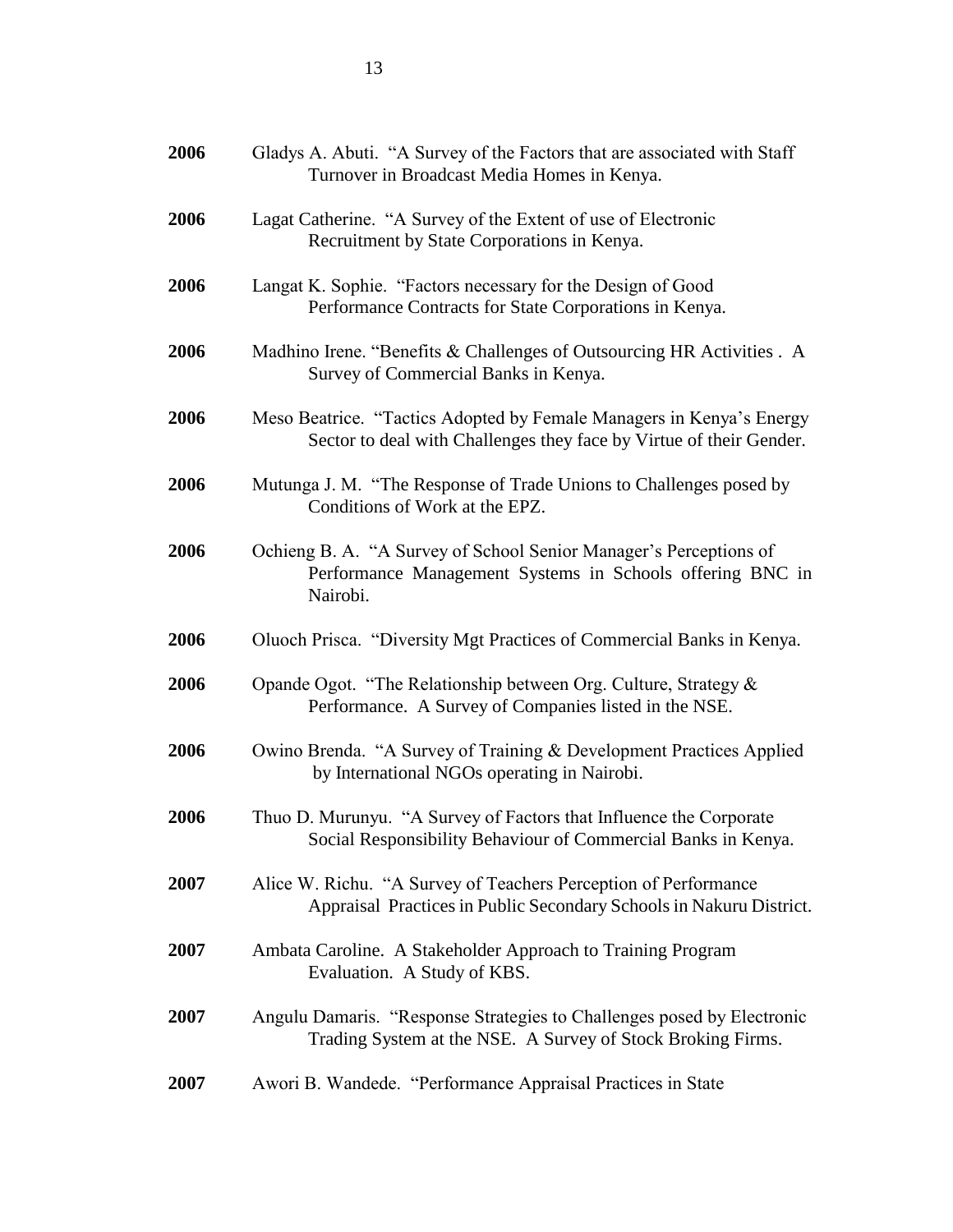**2006** Gladys A. Abuti. "A Survey of the Factors that are associated with Staff Turnover in Broadcast Media Homes in Kenya.

**2006** Lagat Catherine. "A Survey of the Extent of use of Electronic Recruitment by State Corporations in Kenya.

**2006** Langat K. Sophie. "Factors necessary for the Design of Good Performance Contracts for State Corporations in Kenya.

**2006** Madhino Irene. "Benefits & Challenges of Outsourcing HR Activities . A Survey of Commercial Banks in Kenya.

**2006** Meso Beatrice. "Tactics Adopted by Female Managers in Kenya's Energy Sector to deal with Challenges they face by Virtue of their Gender.

**2006** Mutunga J. M. "The Response of Trade Unions to Challenges posed by Conditions of Work at the EPZ.

**2006** Ochieng B. A. "A Survey of School Senior Manager's Perceptions of Performance Management Systems in Schools offering BNC in Nairobi.

**2006** Oluoch Prisca. "Diversity Mgt Practices of Commercial Banks in Kenya.

**2006** Opande Ogot. "The Relationship between Org. Culture, Strategy & Performance. A Survey of Companies listed in the NSE.

**2006** Owino Brenda. "A Survey of Training & Development Practices Applied by International NGOs operating in Nairobi.

**2006** Thuo D. Murunyu. "A Survey of Factors that Influence the Corporate Social Responsibility Behaviour of Commercial Banks in Kenya.

**2007** Alice W. Richu. "A Survey of Teachers Perception of Performance Appraisal Practices in Public Secondary Schools in Nakuru District.

**2007** Ambata Caroline. A Stakeholder Approach to Training Program Evaluation. A Study of KBS.

**2007** Angulu Damaris. "Response Strategies to Challenges posed by Electronic Trading System at the NSE. A Survey of Stock Broking Firms.

**2007** Awori B. Wandede. "Performance Appraisal Practices in State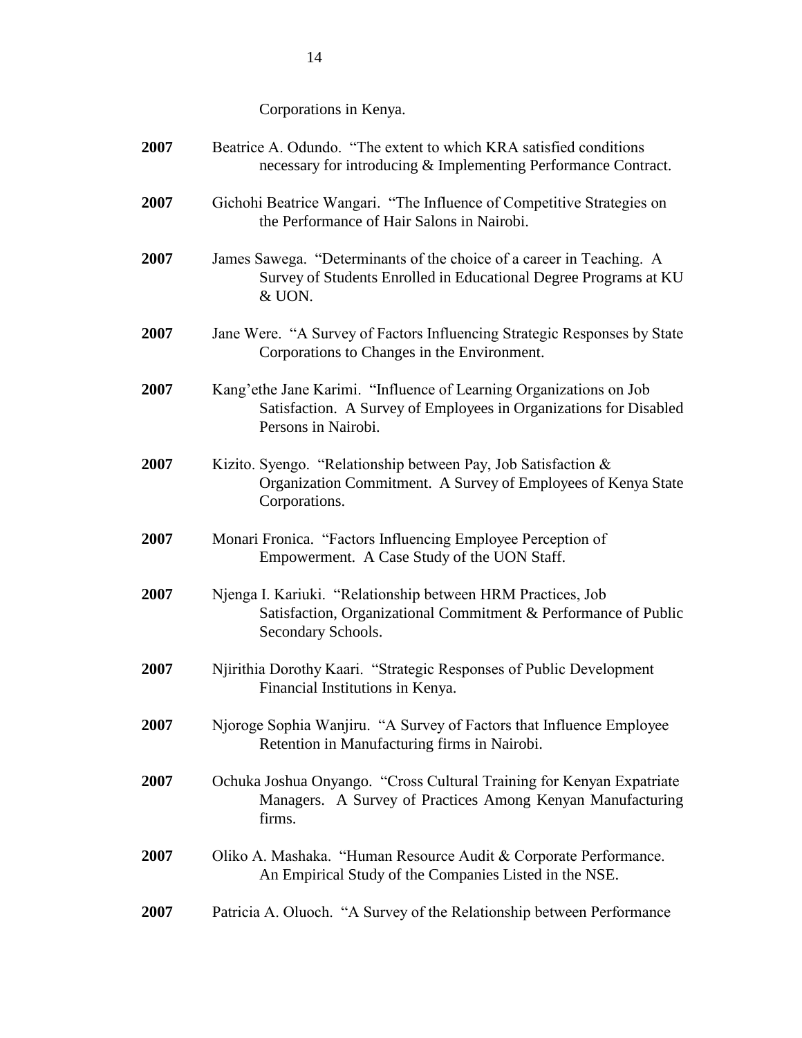Corporations in Kenya.

**2007** Beatrice A. Odundo. "The extent to which KRA satisfied conditions necessary for introducing & Implementing Performance Contract.

**2007** Gichohi Beatrice Wangari. "The Influence of Competitive Strategies on the Performance of Hair Salons in Nairobi.

**2007** James Sawega. "Determinants of the choice of a career in Teaching. A Survey of Students Enrolled in Educational Degree Programs at KU & UON.

**2007** Jane Were. "A Survey of Factors Influencing Strategic Responses by State Corporations to Changes in the Environment.

**2007** Kang'ethe Jane Karimi. "Influence of Learning Organizations on Job Satisfaction. A Survey of Employees in Organizations for Disabled Persons in Nairobi.

**2007** Kizito. Syengo. "Relationship between Pay, Job Satisfaction & Organization Commitment. A Survey of Employees of Kenya State Corporations.

**2007** Monari Fronica. "Factors Influencing Employee Perception of Empowerment. A Case Study of the UON Staff.

**2007** Njenga I. Kariuki. "Relationship between HRM Practices, Job Satisfaction, Organizational Commitment & Performance of Public Secondary Schools.

**2007** Njirithia Dorothy Kaari. "Strategic Responses of Public Development Financial Institutions in Kenya.

**2007** Njoroge Sophia Wanjiru. "A Survey of Factors that Influence Employee Retention in Manufacturing firms in Nairobi.

**2007** Ochuka Joshua Onyango. "Cross Cultural Training for Kenyan Expatriate Managers. A Survey of Practices Among Kenyan Manufacturing firms.

**2007** Oliko A. Mashaka. "Human Resource Audit & Corporate Performance. An Empirical Study of the Companies Listed in the NSE.

**2007** Patricia A. Oluoch. "A Survey of the Relationship between Performance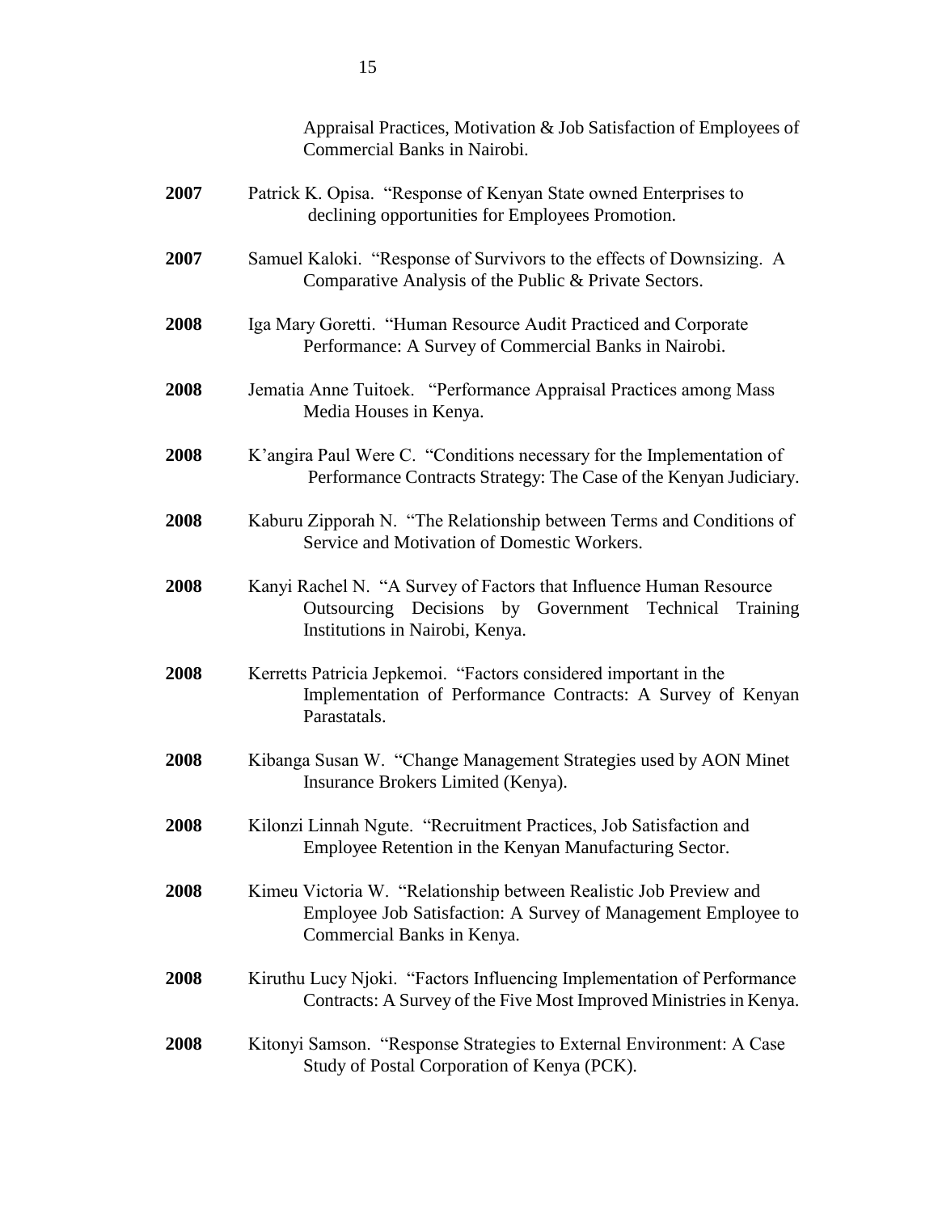Appraisal Practices, Motivation & Job Satisfaction of Employees of Commercial Banks in Nairobi.

**2007** Patrick K. Opisa. "Response of Kenyan State owned Enterprises to declining opportunities for Employees Promotion.

**2007** Samuel Kaloki. "Response of Survivors to the effects of Downsizing. A Comparative Analysis of the Public & Private Sectors.

**2008** Iga Mary Goretti. "Human Resource Audit Practiced and Corporate Performance: A Survey of Commercial Banks in Nairobi.

**2008** Jematia Anne Tuitoek. "Performance Appraisal Practices among Mass Media Houses in Kenya.

**2008** K'angira Paul Were C. "Conditions necessary for the Implementation of Performance Contracts Strategy: The Case of the Kenyan Judiciary.

**2008** Kaburu Zipporah N. "The Relationship between Terms and Conditions of Service and Motivation of Domestic Workers.

**2008** Kanyi Rachel N. "A Survey of Factors that Influence Human Resource Outsourcing Decisions by Government Technical Training Institutions in Nairobi, Kenya.

**2008** Kerretts Patricia Jepkemoi. "Factors considered important in the Implementation of Performance Contracts: A Survey of Kenyan Parastatals.

**2008** Kibanga Susan W. "Change Management Strategies used by AON Minet Insurance Brokers Limited (Kenya).

**2008** Kilonzi Linnah Ngute. "Recruitment Practices, Job Satisfaction and Employee Retention in the Kenyan Manufacturing Sector.

**2008** Kimeu Victoria W. "Relationship between Realistic Job Preview and Employee Job Satisfaction: A Survey of Management Employee to Commercial Banks in Kenya.

**2008** Kiruthu Lucy Njoki. "Factors Influencing Implementation of Performance Contracts: A Survey of the Five Most Improved Ministries in Kenya.

**2008** Kitonyi Samson. "Response Strategies to External Environment: A Case Study of Postal Corporation of Kenya (PCK).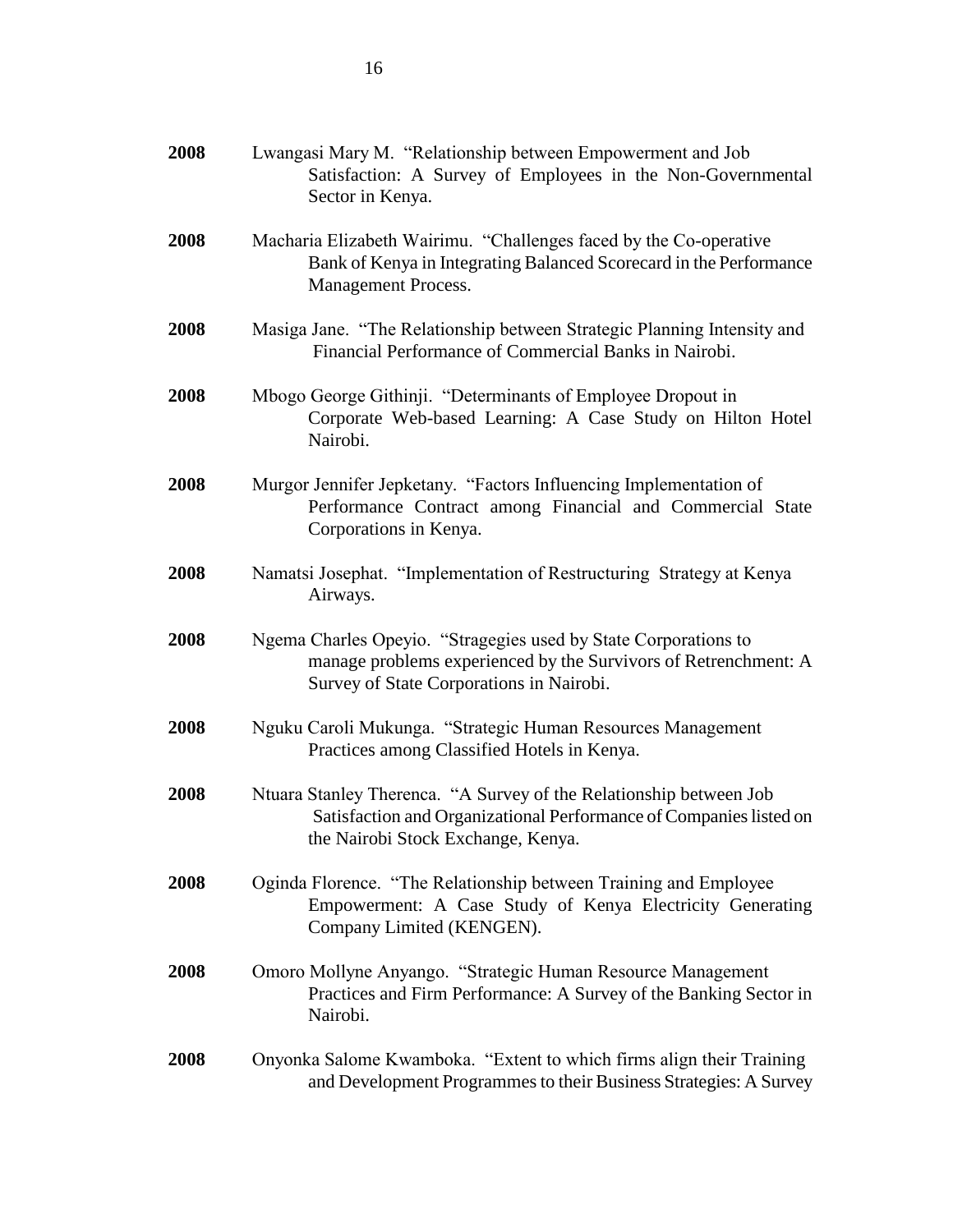**2008** Lwangasi Mary M. "Relationship between Empowerment and Job Satisfaction: A Survey of Employees in the Non-Governmental Sector in Kenya.

**2008** Macharia Elizabeth Wairimu. "Challenges faced by the Co-operative Bank of Kenya in Integrating Balanced Scorecard in the Performance Management Process.

**2008** Masiga Jane. "The Relationship between Strategic Planning Intensity and Financial Performance of Commercial Banks in Nairobi.

**2008** Mbogo George Githinji. "Determinants of Employee Dropout in Corporate Web-based Learning: A Case Study on Hilton Hotel Nairobi.

**2008** Murgor Jennifer Jepketany. "Factors Influencing Implementation of Performance Contract among Financial and Commercial State Corporations in Kenya.

**2008** Namatsi Josephat. "Implementation of Restructuring Strategy at Kenya Airways.

**2008** Ngema Charles Opeyio. "Stragegies used by State Corporations to manage problems experienced by the Survivors of Retrenchment: A Survey of State Corporations in Nairobi.

**2008** Nguku Caroli Mukunga. "Strategic Human Resources Management Practices among Classified Hotels in Kenya.

**2008** Ntuara Stanley Therenca. "A Survey of the Relationship between Job Satisfaction and Organizational Performance of Companies listed on the Nairobi Stock Exchange, Kenya.

**2008** Oginda Florence. "The Relationship between Training and Employee Empowerment: A Case Study of Kenya Electricity Generating Company Limited (KENGEN).

**2008** Omoro Mollyne Anyango. "Strategic Human Resource Management Practices and Firm Performance: A Survey of the Banking Sector in Nairobi.

**2008** Onyonka Salome Kwamboka. "Extent to which firms align their Training and Development Programmes to their Business Strategies: A Survey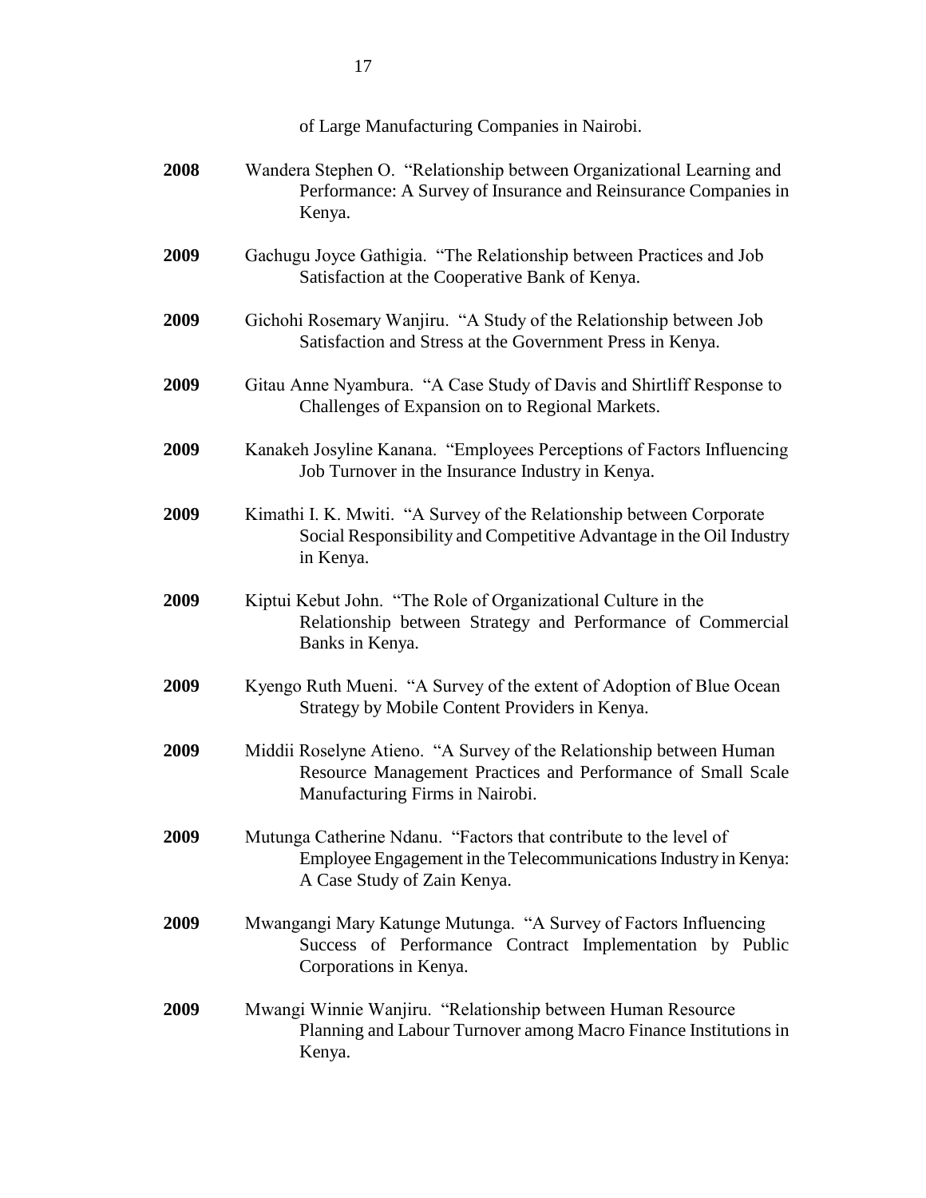of Large Manufacturing Companies in Nairobi.

**2008** Wandera Stephen O. "Relationship between Organizational Learning and Performance: A Survey of Insurance and Reinsurance Companies in Kenya.

**2009** Gachugu Joyce Gathigia. "The Relationship between Practices and Job Satisfaction at the Cooperative Bank of Kenya.

**2009** Gichohi Rosemary Wanjiru. "A Study of the Relationship between Job Satisfaction and Stress at the Government Press in Kenya.

**2009** Gitau Anne Nyambura. "A Case Study of Davis and Shirtliff Response to Challenges of Expansion on to Regional Markets.

**2009** Kanakeh Josyline Kanana. "Employees Perceptions of Factors Influencing Job Turnover in the Insurance Industry in Kenya.

**2009** Kimathi I. K. Mwiti. "A Survey of the Relationship between Corporate Social Responsibility and Competitive Advantage in the Oil Industry in Kenya.

**2009** Kiptui Kebut John. "The Role of Organizational Culture in the Relationship between Strategy and Performance of Commercial Banks in Kenya.

**2009** Kyengo Ruth Mueni. "A Survey of the extent of Adoption of Blue Ocean Strategy by Mobile Content Providers in Kenya.

**2009** Middii Roselyne Atieno. "A Survey of the Relationship between Human Resource Management Practices and Performance of Small Scale Manufacturing Firms in Nairobi.

**2009** Mutunga Catherine Ndanu. "Factors that contribute to the level of Employee Engagement in the Telecommunications Industry in Kenya: A Case Study of Zain Kenya.

**2009** Mwangangi Mary Katunge Mutunga. "A Survey of Factors Influencing Success of Performance Contract Implementation by Public Corporations in Kenya.

**2009** Mwangi Winnie Wanjiru. "Relationship between Human Resource Planning and Labour Turnover among Macro Finance Institutions in Kenya.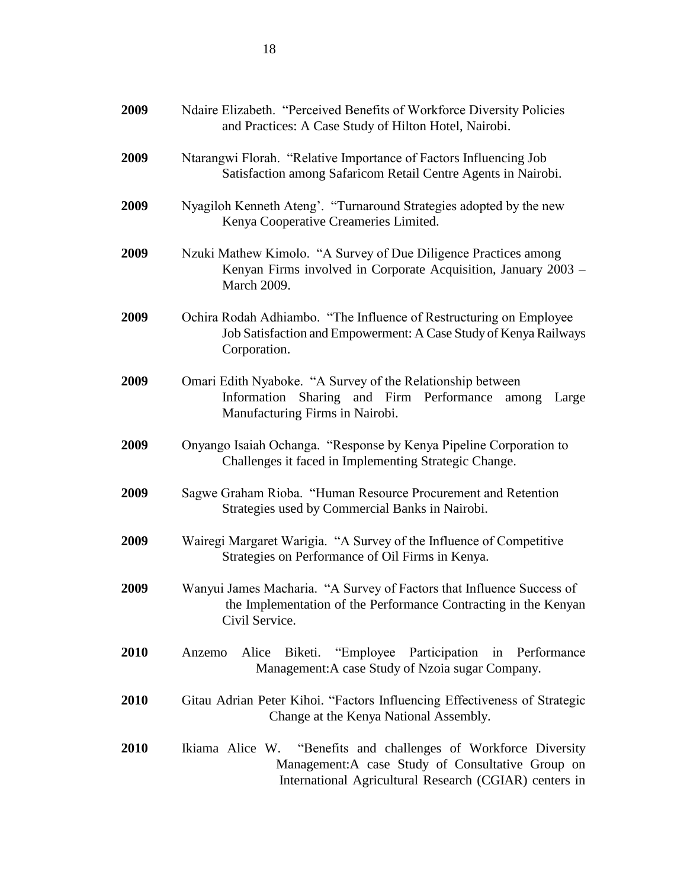**2009** Ndaire Elizabeth. "Perceived Benefits of Workforce Diversity Policies and Practices: A Case Study of Hilton Hotel, Nairobi.

**2009** Ntarangwi Florah. "Relative Importance of Factors Influencing Job Satisfaction among Safaricom Retail Centre Agents in Nairobi.

**2009** Nyagiloh Kenneth Ateng'. "Turnaround Strategies adopted by the new Kenya Cooperative Creameries Limited.

**2009** Nzuki Mathew Kimolo. "A Survey of Due Diligence Practices among Kenyan Firms involved in Corporate Acquisition, January 2003 – March 2009.

**2009** Ochira Rodah Adhiambo. "The Influence of Restructuring on Employee Job Satisfaction and Empowerment: A Case Study of Kenya Railways Corporation.

**2009** Omari Edith Nyaboke. "A Survey of the Relationship between Information Sharing and Firm Performance among Large Manufacturing Firms in Nairobi.

**2009** Onyango Isaiah Ochanga. "Response by Kenya Pipeline Corporation to Challenges it faced in Implementing Strategic Change.

**2009** Sagwe Graham Rioba. "Human Resource Procurement and Retention Strategies used by Commercial Banks in Nairobi.

**2009** Wairegi Margaret Warigia. "A Survey of the Influence of Competitive Strategies on Performance of Oil Firms in Kenya.

**2009** Wanyui James Macharia. "A Survey of Factors that Influence Success of the Implementation of the Performance Contracting in the Kenyan Civil Service.

**2010** Anzemo Alice Biketi. "Employee Participation in Performance Management:A case Study of Nzoia sugar Company.

**2010** Gitau Adrian Peter Kihoi. "Factors Influencing Effectiveness of Strategic Change at the Kenya National Assembly.

**2010** Ikiama Alice W. "Benefits and challenges of Workforce Diversity Management:A case Study of Consultative Group on International Agricultural Research (CGIAR) centers in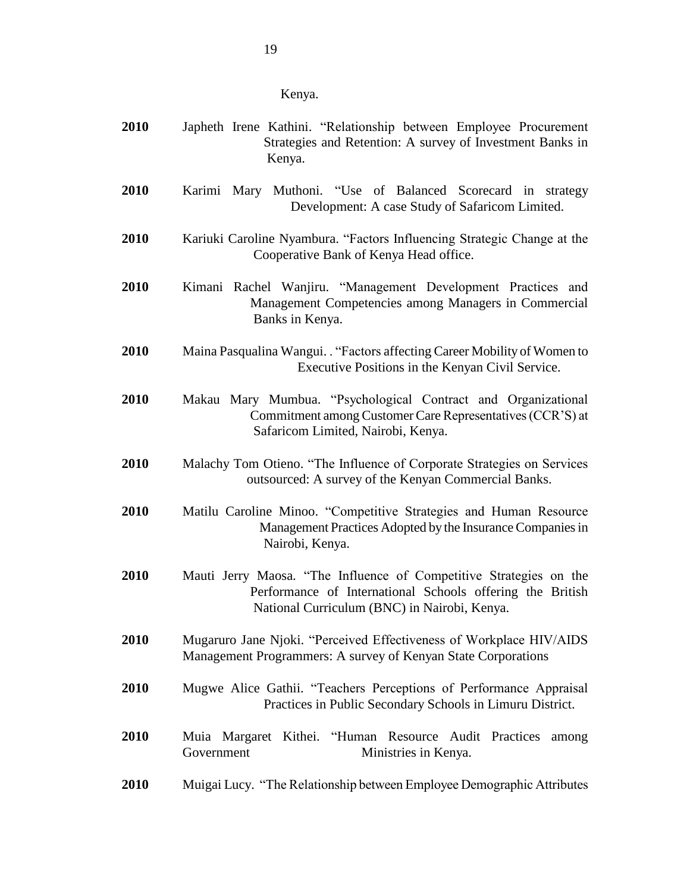Kenya.

**2010** Japheth Irene Kathini. "Relationship between Employee Procurement Strategies and Retention: A survey of Investment Banks in Kenya.

**2010** Karimi Mary Muthoni. "Use of Balanced Scorecard in strategy Development: A case Study of Safaricom Limited.

**2010** Kariuki Caroline Nyambura. "Factors Influencing Strategic Change at the Cooperative Bank of Kenya Head office.

**2010** Kimani Rachel Wanjiru. "Management Development Practices and Management Competencies among Managers in Commercial Banks in Kenya.

**2010** Maina Pasqualina Wangui. . "Factors affecting Career Mobility of Women to Executive Positions in the Kenyan Civil Service.

**2010** Makau Mary Mumbua. "Psychological Contract and Organizational Commitment among Customer Care Representatives (CCR'S) at Safaricom Limited, Nairobi, Kenya.

**2010** Malachy Tom Otieno. "The Influence of Corporate Strategies on Services outsourced: A survey of the Kenyan Commercial Banks.

**2010** Matilu Caroline Minoo. "Competitive Strategies and Human Resource Management Practices Adopted by the Insurance Companies in Nairobi, Kenya.

**2010** Mauti Jerry Maosa. "The Influence of Competitive Strategies on the Performance of International Schools offering the British National Curriculum (BNC) in Nairobi, Kenya.

**2010** Mugaruro Jane Njoki. "Perceived Effectiveness of Workplace HIV/AIDS Management Programmers: A survey of Kenyan State Corporations

**2010** Mugwe Alice Gathii. "Teachers Perceptions of Performance Appraisal Practices in Public Secondary Schools in Limuru District.

**2010** Muia Margaret Kithei. "Human Resource Audit Practices among Government Ministries in Kenya.

**2010** Muigai Lucy. "The Relationship between Employee Demographic Attributes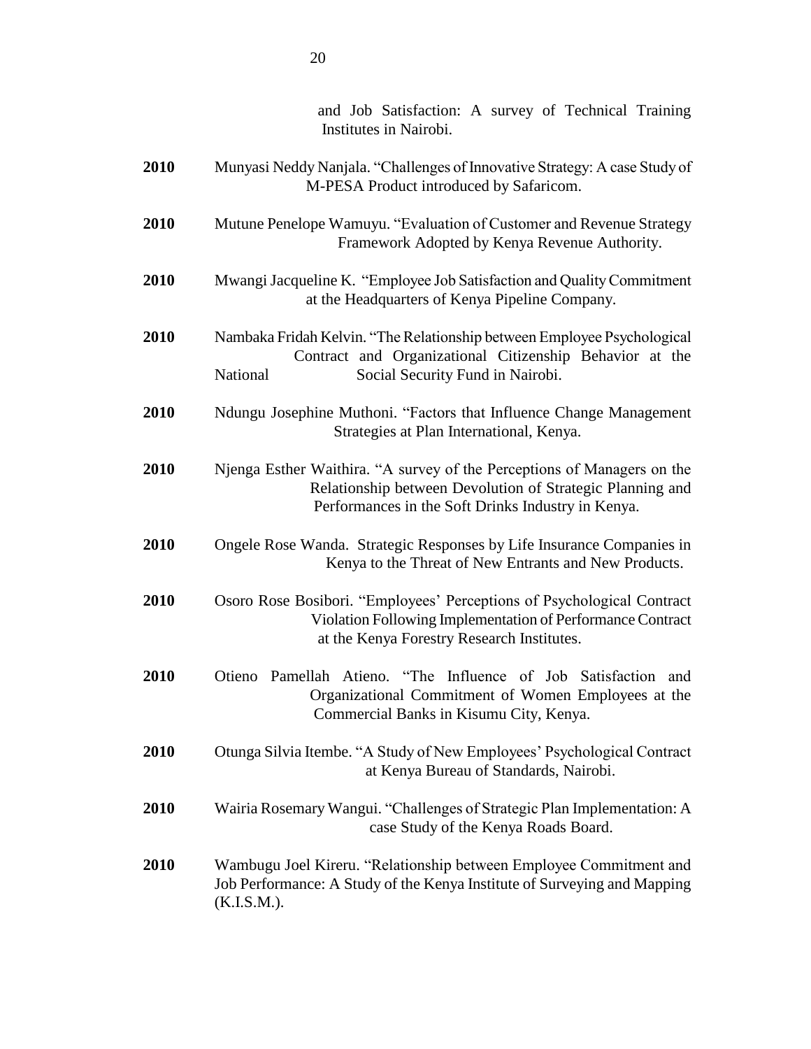and Job Satisfaction: A survey of Technical Training Institutes in Nairobi.

**2010** Munyasi Neddy Nanjala. "Challenges of Innovative Strategy: A case Study of M-PESA Product introduced by Safaricom.

**2010** Mutune Penelope Wamuyu. "Evaluation of Customer and Revenue Strategy Framework Adopted by Kenya Revenue Authority.

**2010** Mwangi Jacqueline K. "Employee Job Satisfaction and Quality Commitment at the Headquarters of Kenya Pipeline Company.

**2010** Nambaka Fridah Kelvin. "The Relationship between Employee Psychological Contract and Organizational Citizenship Behavior at the National Social Security Fund in Nairobi.

**2010** Ndungu Josephine Muthoni. "Factors that Influence Change Management Strategies at Plan International, Kenya.

**2010** Njenga Esther Waithira. "A survey of the Perceptions of Managers on the Relationship between Devolution of Strategic Planning and Performances in the Soft Drinks Industry in Kenya.

**2010** Ongele Rose Wanda. Strategic Responses by Life Insurance Companies in Kenya to the Threat of New Entrants and New Products.

**2010** Osoro Rose Bosibori. "Employees' Perceptions of Psychological Contract Violation Following Implementation of Performance Contract at the Kenya Forestry Research Institutes.

**2010** Otieno Pamellah Atieno. "The Influence of Job Satisfaction and Organizational Commitment of Women Employees at the Commercial Banks in Kisumu City, Kenya.

**2010** Otunga Silvia Itembe. "A Study of New Employees' Psychological Contract at Kenya Bureau of Standards, Nairobi.

**2010** Wairia Rosemary Wangui. "Challenges of Strategic Plan Implementation: A case Study of the Kenya Roads Board.

**2010** Wambugu Joel Kireru. "Relationship between Employee Commitment and Job Performance: A Study of the Kenya Institute of Surveying and Mapping (K.I.S.M.).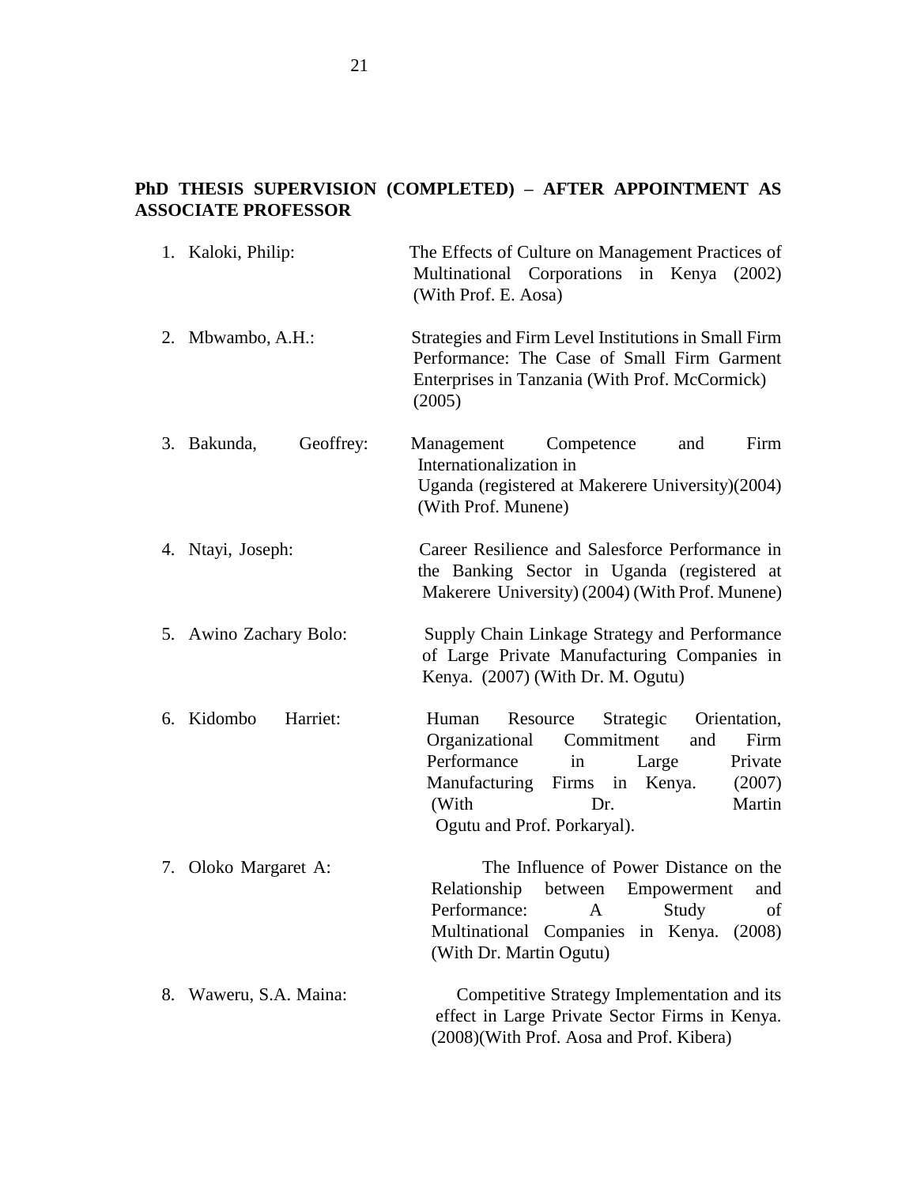**PhD THESIS SUPERVISION (COMPLETED) – AFTER APPOINTMENT AS ASSOCIATE PROFESSOR**

1. Kaloki, Philip: The Effects of Culture on Management Practices of Multinational Corporations in Kenya (2002) (With Prof. E. Aosa)

2. Mbwambo, A.H.: Strategies and Firm Level Institutions in Small Firm Performance: The Case of Small Firm Garment Enterprises in Tanzania (With Prof. McCormick) (2005)

3. Bakunda, Geoffrey: Management Competence and Firm Internationalization in Uganda (registered at Makerere University)(2004) (With Prof. Munene)

4. Ntayi, Joseph: Career Resilience and Salesforce Performance in the Banking Sector in Uganda (registered at Makerere University) (2004) (With Prof. Munene)

5. Awino Zachary Bolo: Supply Chain Linkage Strategy and Performance of Large Private Manufacturing Companies in Kenya. (2007) (With Dr. M. Ogutu)

6. Kidombo Harriet: Human Resource Strategic Orientation, Organizational Commitment and Firm Performance in Large Private Manufacturing Firms in Kenya. (2007) (With Dr. Martin Ogutu and Prof. Porkaryal).

7. Oloko Margaret A: The Influence of Power Distance on the Relationship between Empowerment and Performance: A Study of Multinational Companies in Kenya. (2008) (With Dr. Martin Ogutu)

8. Waweru, S.A. Maina: Competitive Strategy Implementation and its effect in Large Private Sector Firms in Kenya. (2008)(With Prof. Aosa and Prof. Kibera)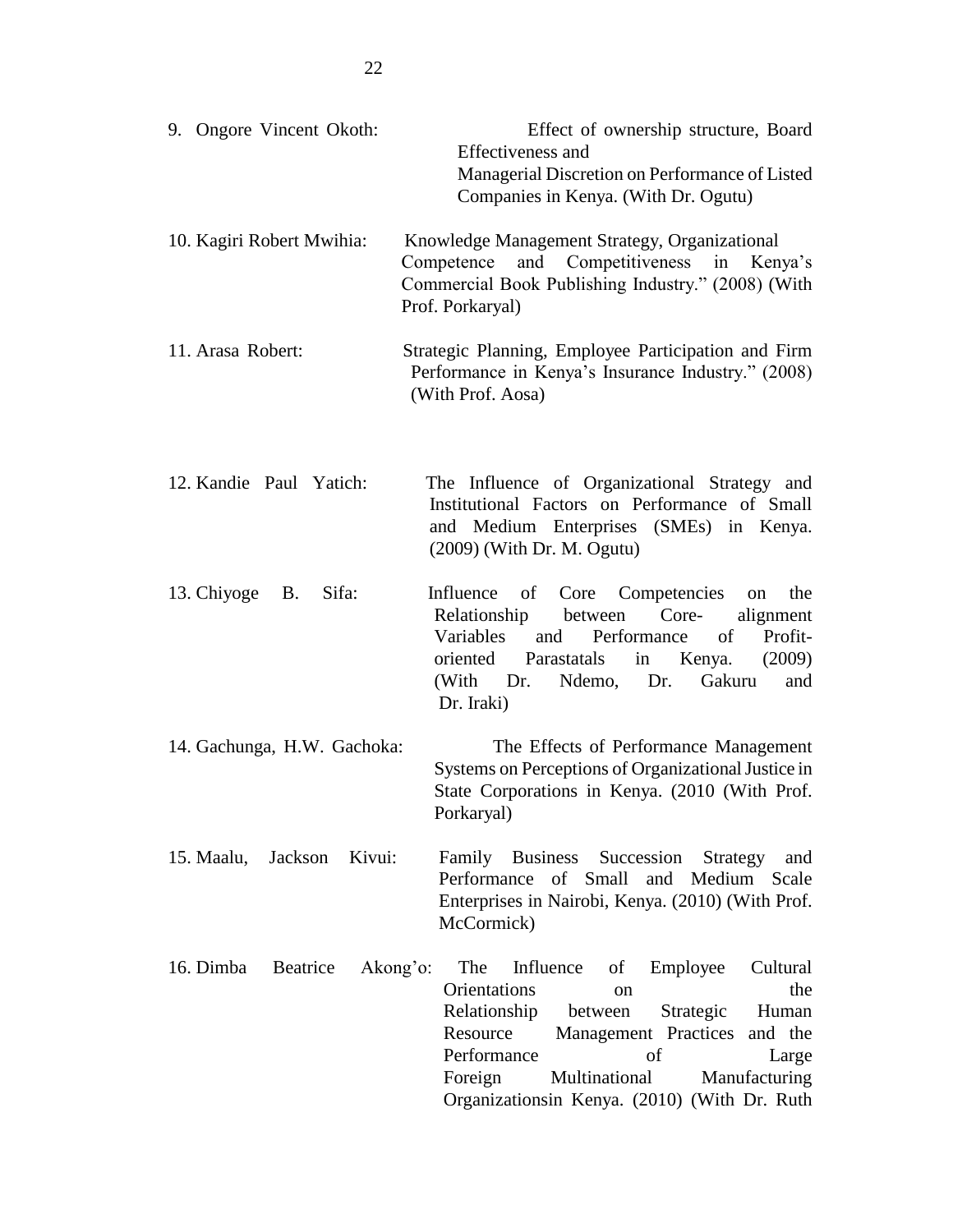9. Ongore Vincent Okoth: Effect of ownership structure, Board Effectiveness and Managerial Discretion on Performance of Listed Companies in Kenya. (With Dr. Ogutu)

10. Kagiri Robert Mwihia: Knowledge Management Strategy, Organizational Competence and Competitiveness in Kenya's Commercial Book Publishing Industry." (2008) (With Prof. Porkaryal)

11. Arasa Robert: Strategic Planning, Employee Participation and Firm Performance in Kenya's Insurance Industry." (2008) (With Prof. Aosa)

12. Kandie Paul Yatich: The Influence of Organizational Strategy and Institutional Factors on Performance of Small and Medium Enterprises (SMEs) in Kenya. (2009) (With Dr. M. Ogutu)

13. Chiyoge B. Sifa: Influence of Core Competencies on the Relationship between Core- alignment Variables and Performance of Profit-oriented Parastatals in Kenya. (2009) (With Dr. Ndemo, Dr. Gakuru and Dr. Iraki)

14. Gachunga, H.W. Gachoka: The Effects of Performance Management Systems on Perceptions of Organizational Justice in State Corporations in Kenya. (2010 (With Prof. Porkaryal)

15. Maalu, Jackson Kivui: Family Business Succession Strategy and Performance of Small and Medium Scale Enterprises in Nairobi, Kenya. (2010) (With Prof. McCormick)

16. Dimba Beatrice Akong'o: The Influence of Employee Cultural Orientations on the Relationship between Strategic Human Resource Management Practices and the Performance of Large Foreign Multinational Manufacturing Organizationsin Kenya. (2010) (With Dr. Ruth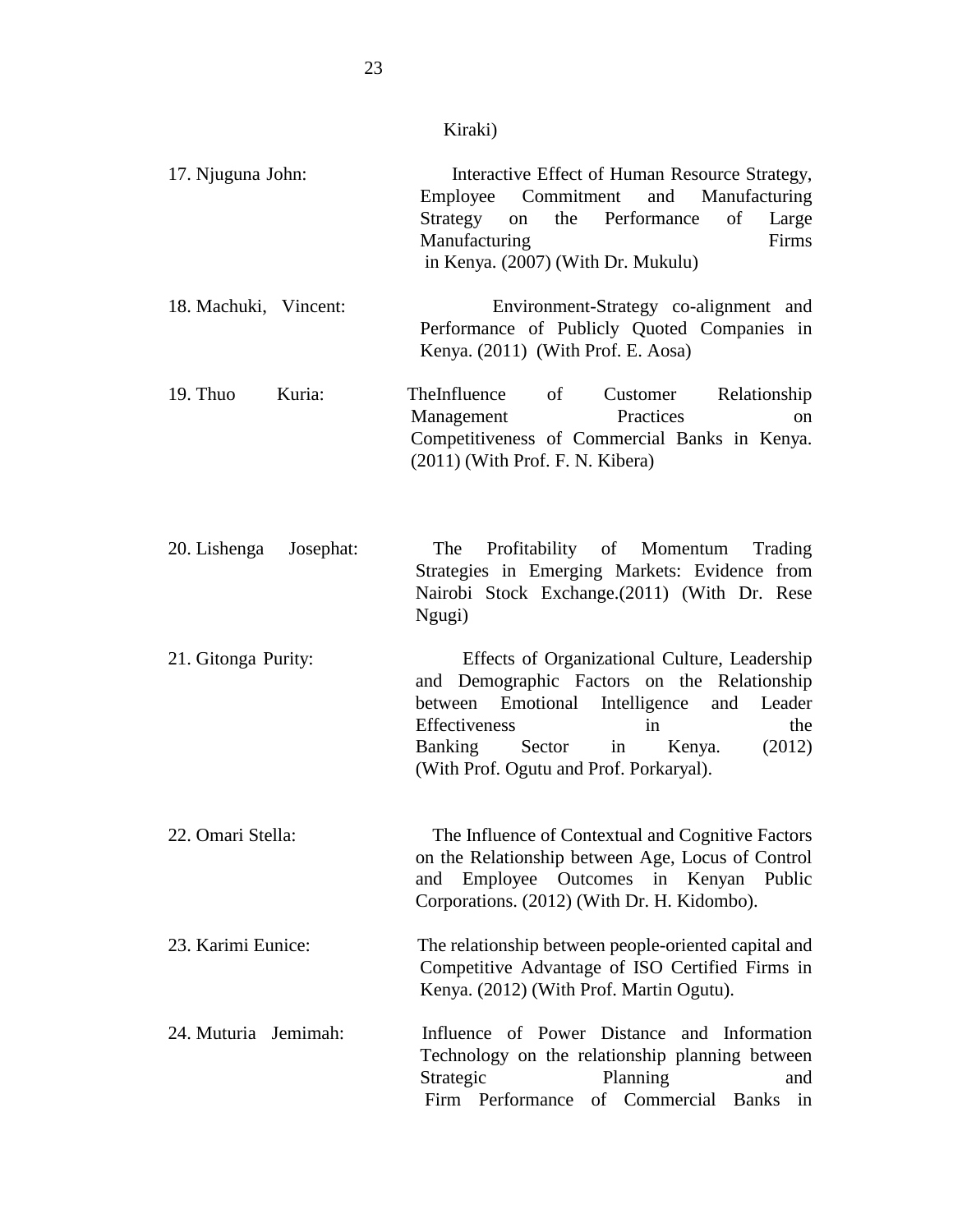Kiraki)

17. Njuguna John: Interactive Effect of Human Resource Strategy, Employee Commitment and Manufacturing Strategy on the Performance of Large Manufacturing Firms in Kenya. (2007) (With Dr. Mukulu)

18. Machuki, Vincent: Environment-Strategy co-alignment and Performance of Publicly Quoted Companies in Kenya. (2011) (With Prof. E. Aosa)

19. Thuo Kuria: TheInfluence of Customer Relationship Management Practices on Competitiveness of Commercial Banks in Kenya. (2011) (With Prof. F. N. Kibera)

20. Lishenga Josephat: The Profitability of Momentum Trading Strategies in Emerging Markets: Evidence from Nairobi Stock Exchange.(2011) (With Dr. Rese Ngugi)

21. Gitonga Purity: Effects of Organizational Culture, Leadership and Demographic Factors on the Relationship between Emotional Intelligence and Leader Effectiveness in the Banking Sector in Kenya. (2012) (With Prof. Ogutu and Prof. Porkaryal).

22. Omari Stella: The Influence of Contextual and Cognitive Factors on the Relationship between Age, Locus of Control and Employee Outcomes in Kenyan Public Corporations. (2012) (With Dr. H. Kidombo).

23. Karimi Eunice: The relationship between people-oriented capital and Competitive Advantage of ISO Certified Firms in Kenya. (2012) (With Prof. Martin Ogutu).

24. Muturia Jemimah: Influence of Power Distance and Information Technology on the relationship planning between Strategic Planning and Firm Performance of Commercial Banks in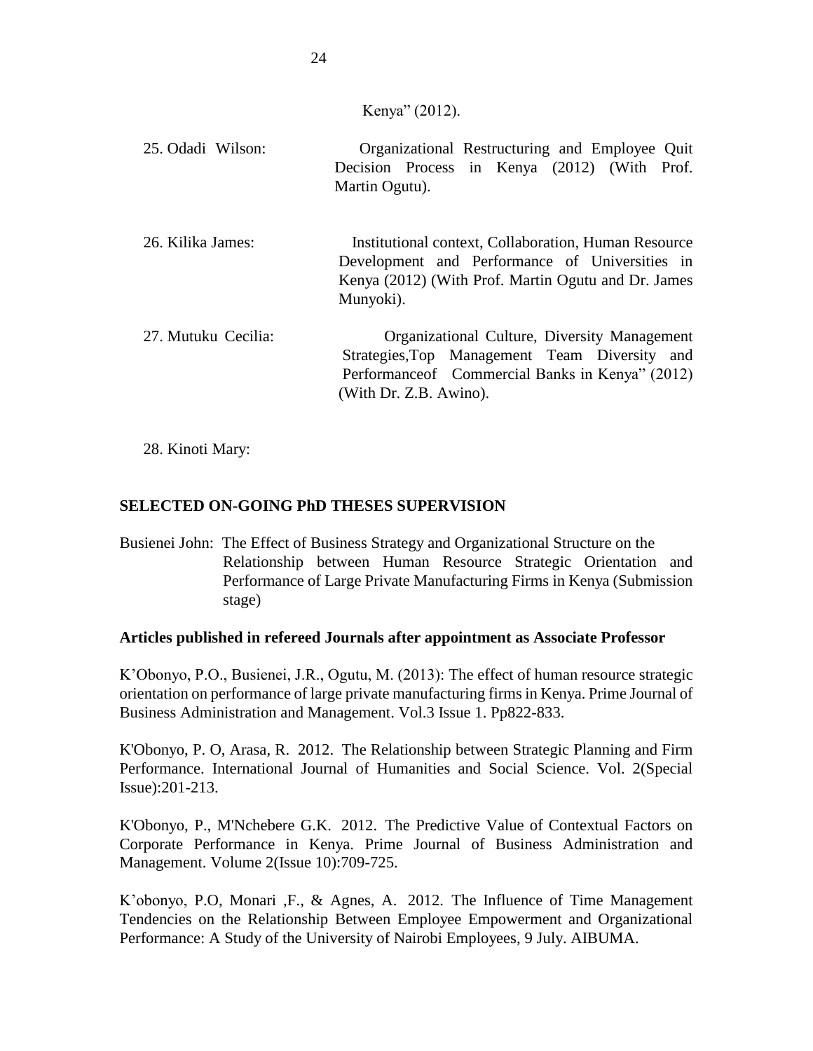Kenya" (2012).

25. Odadi Wilson: Organizational Restructuring and Employee Quit Decision Process in Kenya (2012) (With Prof. Martin Ogutu).

26. Kilika James: Institutional context, Collaboration, Human Resource Development and Performance of Universities in Kenya (2012) (With Prof. Martin Ogutu and Dr. James Munyoki).

27. Mutuku Cecilia: Organizational Culture, Diversity Management Strategies,Top Management Team Diversity and Performanceof Commercial Banks in Kenya" (2012) (With Dr. Z.B. Awino).

28. Kinoti Mary:

**SELECTED ON-GOING PhD THESES SUPERVISION**

Busienei John: The Effect of Business Strategy and Organizational Structure on the Relationship between Human Resource Strategic Orientation and Performance of Large Private Manufacturing Firms in Kenya (Submission stage)

**Articles published in refereed Journals after appointment as Associate Professor**

K'Obonyo, P.O., Busienei, J.R., Ogutu, M. (2013): The effect of human resource strategic orientation on performance of large private manufacturing firms in Kenya. Prime Journal of Business Administration and Management. Vol.3 Issue 1. Pp822-833.

K'Obonyo, P. O, Arasa, R. 2012. The Relationship between Strategic Planning and Firm Performance. International Journal of Humanities and Social Science. Vol. 2(Special Issue):201-213.

K'Obonyo, P., M'Nchebere G.K. 2012. The Predictive Value of Contextual Factors on Corporate Performance in Kenya. Prime Journal of Business Administration and Management. Volume 2(Issue 10):709-725.

K'obonyo, P.O, Monari ,F., & Agnes, A. 2012. The Influence of Time Management Tendencies on the Relationship Between Employee Empowerment and Organizational Performance: A Study of the University of Nairobi Employees, 9 July. AIBUMA.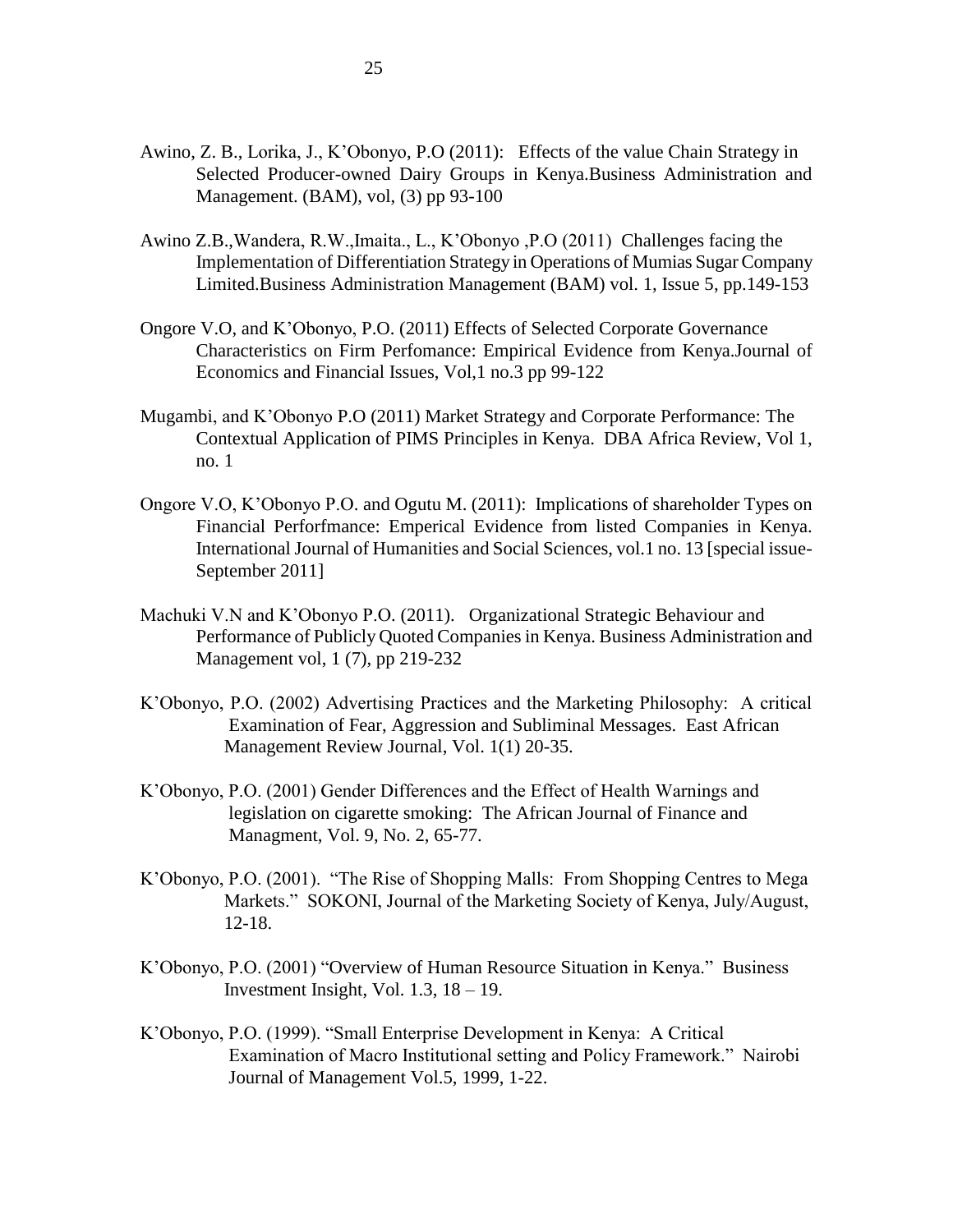Awino, Z. B., Lorika, J., K'Obonyo, P.O (2011): Effects of the value Chain Strategy in Selected Producer-owned Dairy Groups in Kenya.Business Administration and Management. (BAM), vol, (3) pp 93-100

Awino Z.B.,Wandera, R.W.,Imaita., L., K'Obonyo ,P.O (2011) Challenges facing the Implementation of Differentiation Strategy in Operations of Mumias Sugar Company Limited.Business Administration Management (BAM) vol. 1, Issue 5, pp.149-153

Ongore V.O, and K'Obonyo, P.O. (2011) Effects of Selected Corporate Governance Characteristics on Firm Perfomance: Empirical Evidence from Kenya.Journal of Economics and Financial Issues, Vol,1 no.3 pp 99-122

Mugambi, and K'Obonyo P.O (2011) Market Strategy and Corporate Performance: The Contextual Application of PIMS Principles in Kenya. DBA Africa Review, Vol 1, no. 1

Ongore V.O, K'Obonyo P.O. and Ogutu M. (2011): Implications of shareholder Types on Financial Perforfmance: Emperical Evidence from listed Companies in Kenya. International Journal of Humanities and Social Sciences, vol.1 no. 13 [special issue-September 2011]

Machuki V.N and K'Obonyo P.O. (2011). Organizational Strategic Behaviour and Performance of Publicly Quoted Companies in Kenya. Business Administration and Management vol, 1 (7), pp 219-232

K'Obonyo, P.O. (2002) Advertising Practices and the Marketing Philosophy: A critical Examination of Fear, Aggression and Subliminal Messages. East African Management Review Journal, Vol. 1(1) 20-35.

K'Obonyo, P.O. (2001) Gender Differences and the Effect of Health Warnings and legislation on cigarette smoking: The African Journal of Finance and Managment, Vol. 9, No. 2, 65-77.

K'Obonyo, P.O. (2001). "The Rise of Shopping Malls: From Shopping Centres to Mega Markets." SOKONI, Journal of the Marketing Society of Kenya, July/August, 12-18.

K'Obonyo, P.O. (2001) "Overview of Human Resource Situation in Kenya." Business Investment Insight, Vol. 1.3, 18 – 19.

K'Obonyo, P.O. (1999). "Small Enterprise Development in Kenya: A Critical Examination of Macro Institutional setting and Policy Framework." Nairobi Journal of Management Vol.5, 1999, 1-22.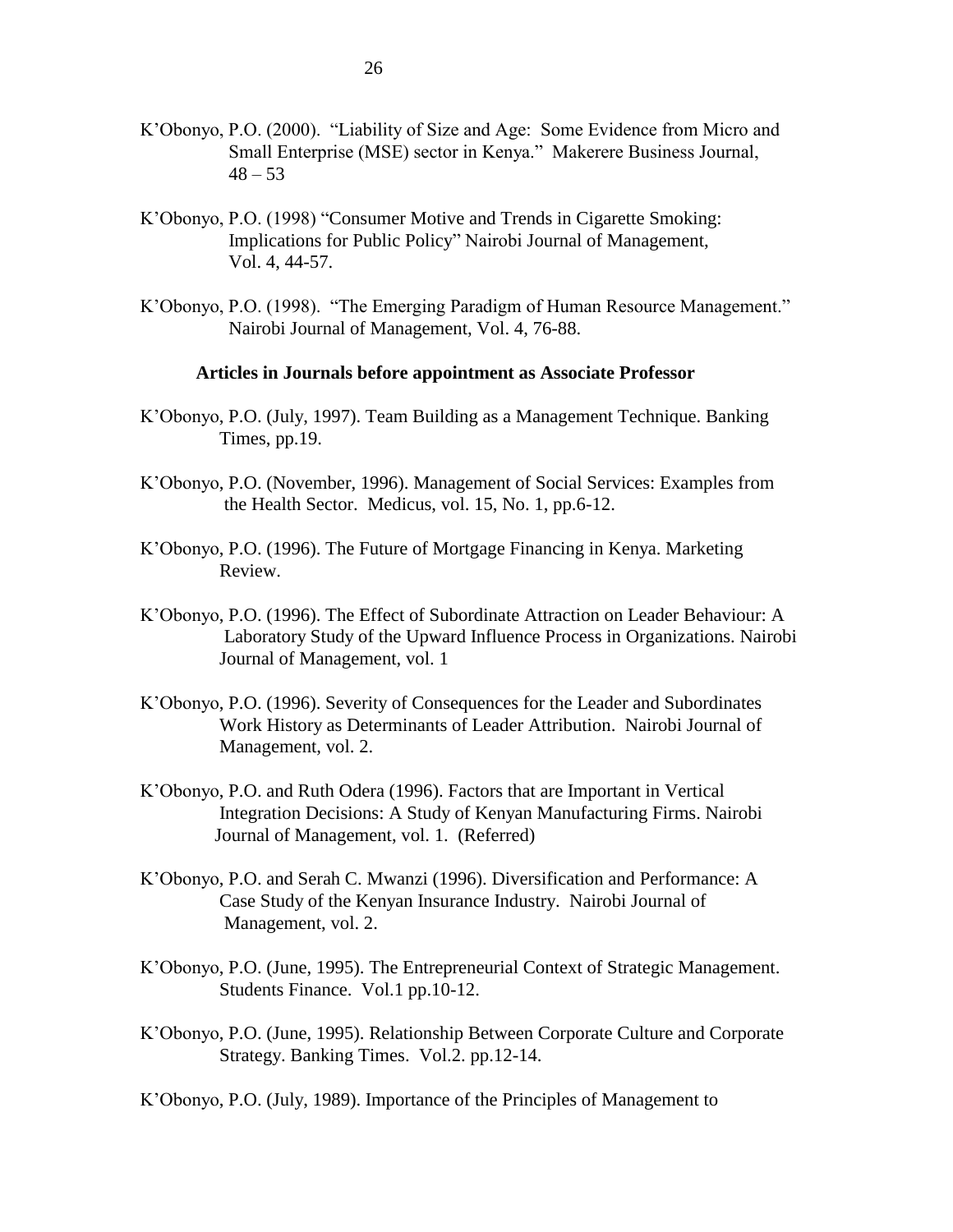K'Obonyo, P.O. (2000). "Liability of Size and Age: Some Evidence from Micro and Small Enterprise (MSE) sector in Kenya." Makerere Business Journal, 48 – 53

K'Obonyo, P.O. (1998) "Consumer Motive and Trends in Cigarette Smoking: Implications for Public Policy" Nairobi Journal of Management, Vol. 4, 44-57.

K'Obonyo, P.O. (1998). "The Emerging Paradigm of Human Resource Management." Nairobi Journal of Management, Vol. 4, 76-88.

**Articles in Journals before appointment as Associate Professor**

K'Obonyo, P.O. (July, 1997). Team Building as a Management Technique. Banking Times, pp.19.

K'Obonyo, P.O. (November, 1996). Management of Social Services: Examples from the Health Sector. Medicus, vol. 15, No. 1, pp.6-12.

K'Obonyo, P.O. (1996). The Future of Mortgage Financing in Kenya. Marketing Review.

K'Obonyo, P.O. (1996). The Effect of Subordinate Attraction on Leader Behaviour: A Laboratory Study of the Upward Influence Process in Organizations. Nairobi Journal of Management, vol. 1

K'Obonyo, P.O. (1996). Severity of Consequences for the Leader and Subordinates Work History as Determinants of Leader Attribution. Nairobi Journal of Management, vol. 2.

K'Obonyo, P.O. and Ruth Odera (1996). Factors that are Important in Vertical Integration Decisions: A Study of Kenyan Manufacturing Firms. Nairobi Journal of Management, vol. 1. (Referred)

K'Obonyo, P.O. and Serah C. Mwanzi (1996). Diversification and Performance: A Case Study of the Kenyan Insurance Industry. Nairobi Journal of Management, vol. 2.

K'Obonyo, P.O. (June, 1995). The Entrepreneurial Context of Strategic Management. Students Finance. Vol.1 pp.10-12.

K'Obonyo, P.O. (June, 1995). Relationship Between Corporate Culture and Corporate Strategy. Banking Times. Vol.2. pp.12-14.

K'Obonyo, P.O. (July, 1989). Importance of the Principles of Management to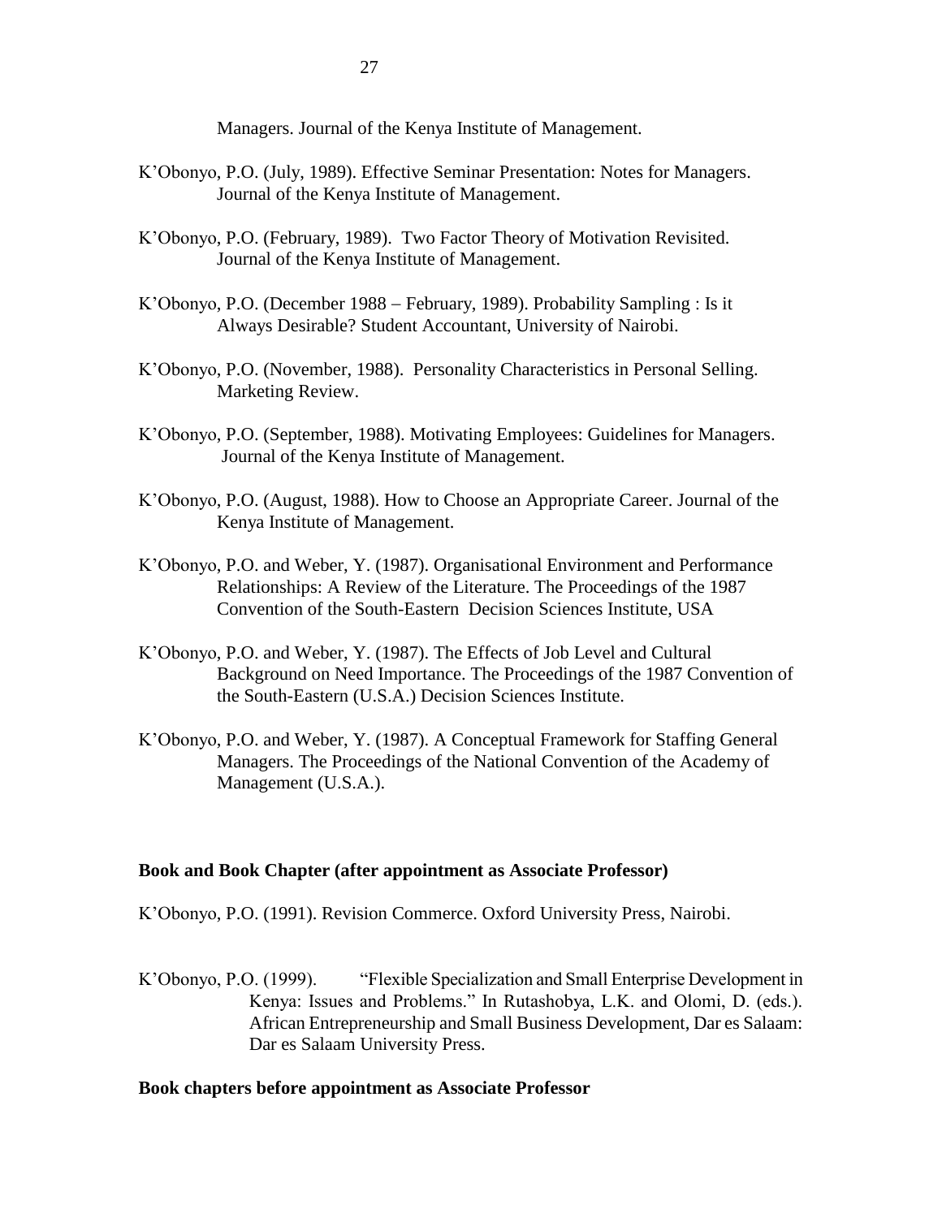Managers. Journal of the Kenya Institute of Management.

K'Obonyo, P.O. (July, 1989). Effective Seminar Presentation: Notes for Managers. Journal of the Kenya Institute of Management.

K'Obonyo, P.O. (February, 1989). Two Factor Theory of Motivation Revisited. Journal of the Kenya Institute of Management.

K'Obonyo, P.O. (December 1988 – February, 1989). Probability Sampling : Is it Always Desirable? Student Accountant, University of Nairobi.

K'Obonyo, P.O. (November, 1988). Personality Characteristics in Personal Selling. Marketing Review.

K'Obonyo, P.O. (September, 1988). Motivating Employees: Guidelines for Managers. Journal of the Kenya Institute of Management.

K'Obonyo, P.O. (August, 1988). How to Choose an Appropriate Career. Journal of the Kenya Institute of Management.

K'Obonyo, P.O. and Weber, Y. (1987). Organisational Environment and Performance Relationships: A Review of the Literature. The Proceedings of the 1987 Convention of the South-Eastern Decision Sciences Institute, USA

K'Obonyo, P.O. and Weber, Y. (1987). The Effects of Job Level and Cultural Background on Need Importance. The Proceedings of the 1987 Convention of the South-Eastern (U.S.A.) Decision Sciences Institute.

K'Obonyo, P.O. and Weber, Y. (1987). A Conceptual Framework for Staffing General Managers. The Proceedings of the National Convention of the Academy of Management (U.S.A.).

**Book and Book Chapter (after appointment as Associate Professor)**

K'Obonyo, P.O. (1991). Revision Commerce. Oxford University Press, Nairobi.

K'Obonyo, P.O. (1999). "Flexible Specialization and Small Enterprise Development in Kenya: Issues and Problems." In Rutashobya, L.K. and Olomi, D. (eds.). African Entrepreneurship and Small Business Development, Dar es Salaam: Dar es Salaam University Press.

**Book chapters before appointment as Associate Professor**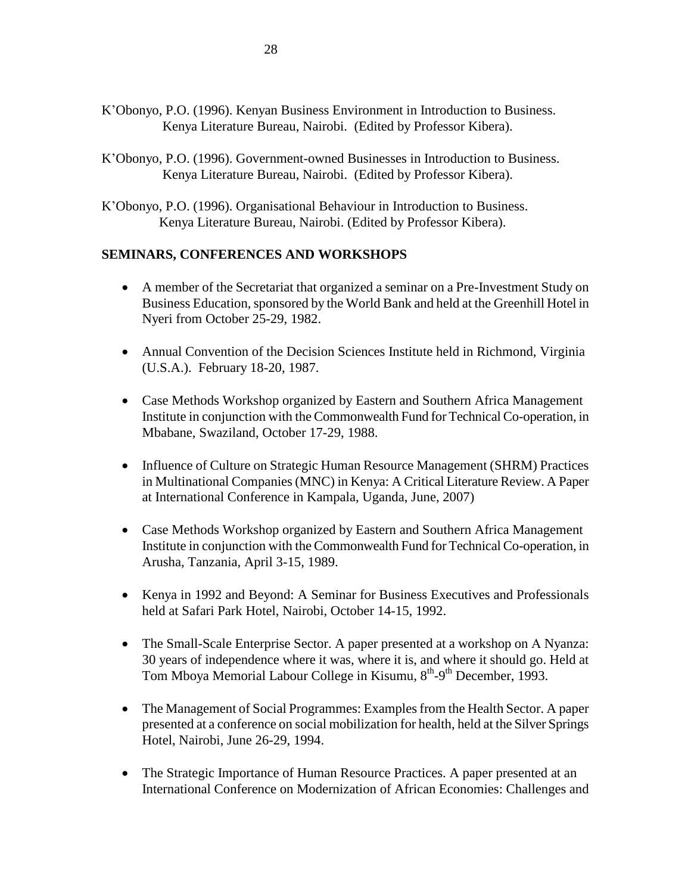K'Obonyo, P.O. (1996). Kenyan Business Environment in Introduction to Business. Kenya Literature Bureau, Nairobi. (Edited by Professor Kibera).

K'Obonyo, P.O. (1996). Government-owned Businesses in Introduction to Business. Kenya Literature Bureau, Nairobi. (Edited by Professor Kibera).

K'Obonyo, P.O. (1996). Organisational Behaviour in Introduction to Business. Kenya Literature Bureau, Nairobi. (Edited by Professor Kibera).

**SEMINARS, CONFERENCES AND WORKSHOPS**

- A member of the Secretariat that organized a seminar on a Pre-Investment Study on Business Education, sponsored by the World Bank and held at the Greenhill Hotel in Nyeri from October 25-29, 1982.

- Annual Convention of the Decision Sciences Institute held in Richmond, Virginia (U.S.A.). February 18-20, 1987.

- Case Methods Workshop organized by Eastern and Southern Africa Management Institute in conjunction with the Commonwealth Fund for Technical Co-operation, in Mbabane, Swaziland, October 17-29, 1988.

- Influence of Culture on Strategic Human Resource Management (SHRM) Practices in Multinational Companies (MNC) in Kenya: A Critical Literature Review. A Paper at International Conference in Kampala, Uganda, June, 2007)

- Case Methods Workshop organized by Eastern and Southern Africa Management Institute in conjunction with the Commonwealth Fund for Technical Co-operation, in Arusha, Tanzania, April 3-15, 1989.

- Kenya in 1992 and Beyond: A Seminar for Business Executives and Professionals held at Safari Park Hotel, Nairobi, October 14-15, 1992.

- The Small-Scale Enterprise Sector. A paper presented at a workshop on A Nyanza: 30 years of independence where it was, where it is, and where it should go. Held at Tom Mboya Memorial Labour College in Kisumu, 8th-9th December, 1993.

- The Management of Social Programmes: Examples from the Health Sector. A paper presented at a conference on social mobilization for health, held at the Silver Springs Hotel, Nairobi, June 26-29, 1994.

- The Strategic Importance of Human Resource Practices. A paper presented at an International Conference on Modernization of African Economies: Challenges and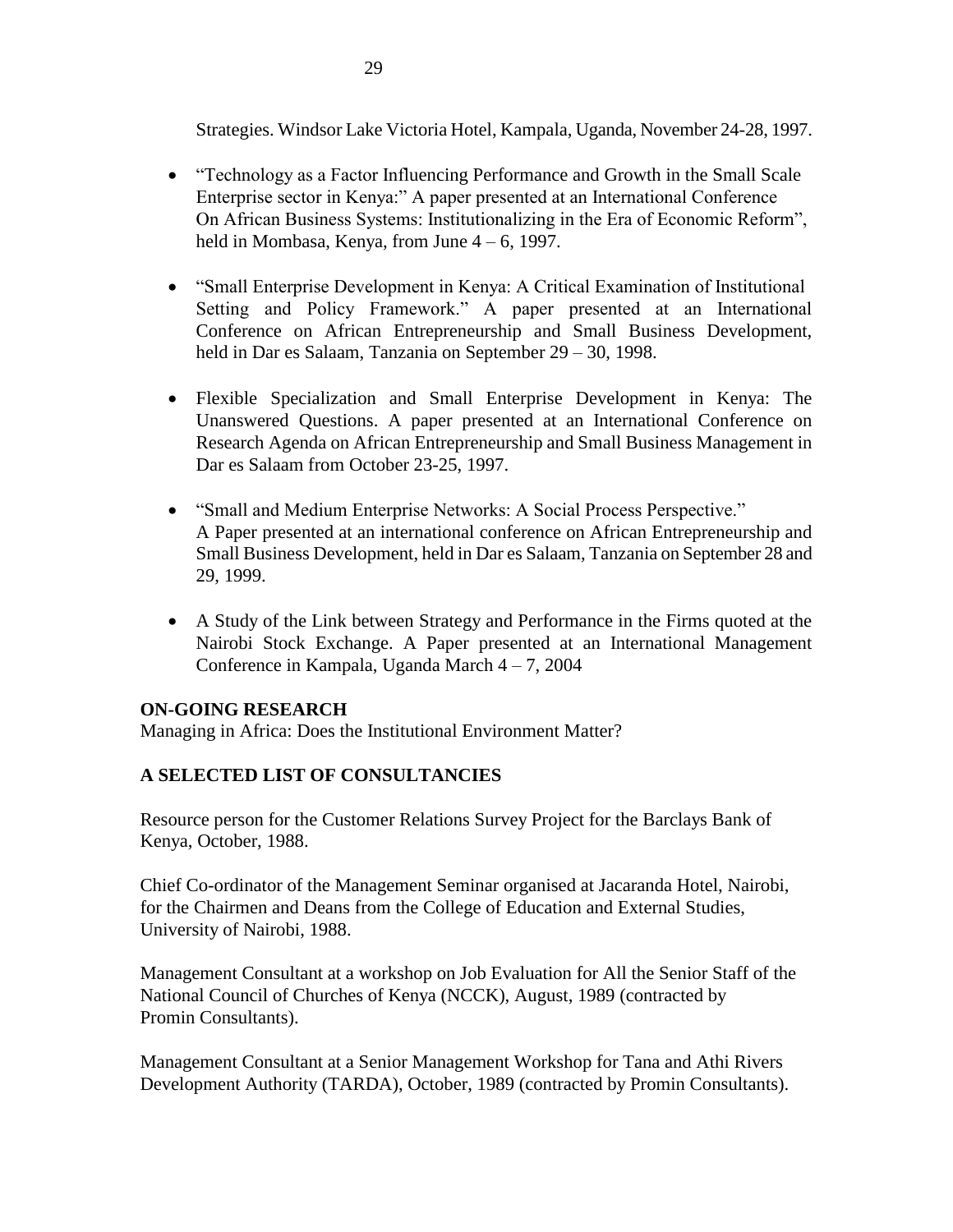Strategies. Windsor Lake Victoria Hotel, Kampala, Uganda, November 24-28, 1997.

- “Technology as a Factor Influencing Performance and Growth in the Small Scale Enterprise sector in Kenya:” A paper presented at an International Conference On African Business Systems: Institutionalizing in the Era of Economic Reform”, held in Mombasa, Kenya, from June 4 – 6, 1997.

- “Small Enterprise Development in Kenya: A Critical Examination of Institutional Setting and Policy Framework.” A paper presented at an International Conference on African Entrepreneurship and Small Business Development, held in Dar es Salaam, Tanzania on September 29 – 30, 1998.

- Flexible Specialization and Small Enterprise Development in Kenya: The Unanswered Questions. A paper presented at an International Conference on Research Agenda on African Entrepreneurship and Small Business Management in Dar es Salaam from October 23-25, 1997.

- “Small and Medium Enterprise Networks: A Social Process Perspective.” A Paper presented at an international conference on African Entrepreneurship and Small Business Development, held in Dar es Salaam, Tanzania on September 28 and 29, 1999.

- A Study of the Link between Strategy and Performance in the Firms quoted at the Nairobi Stock Exchange. A Paper presented at an International Management Conference in Kampala, Uganda March 4 – 7, 2004

**ON-GOING RESEARCH**

Managing in Africa: Does the Institutional Environment Matter?

**A SELECTED LIST OF CONSULTANCIES**

Resource person for the Customer Relations Survey Project for the Barclays Bank of Kenya, October, 1988.

Chief Co-ordinator of the Management Seminar organised at Jacaranda Hotel, Nairobi, for the Chairmen and Deans from the College of Education and External Studies, University of Nairobi, 1988.

Management Consultant at a workshop on Job Evaluation for All the Senior Staff of the National Council of Churches of Kenya (NCCK), August, 1989 (contracted by Promin Consultants).

Management Consultant at a Senior Management Workshop for Tana and Athi Rivers Development Authority (TARDA), October, 1989 (contracted by Promin Consultants).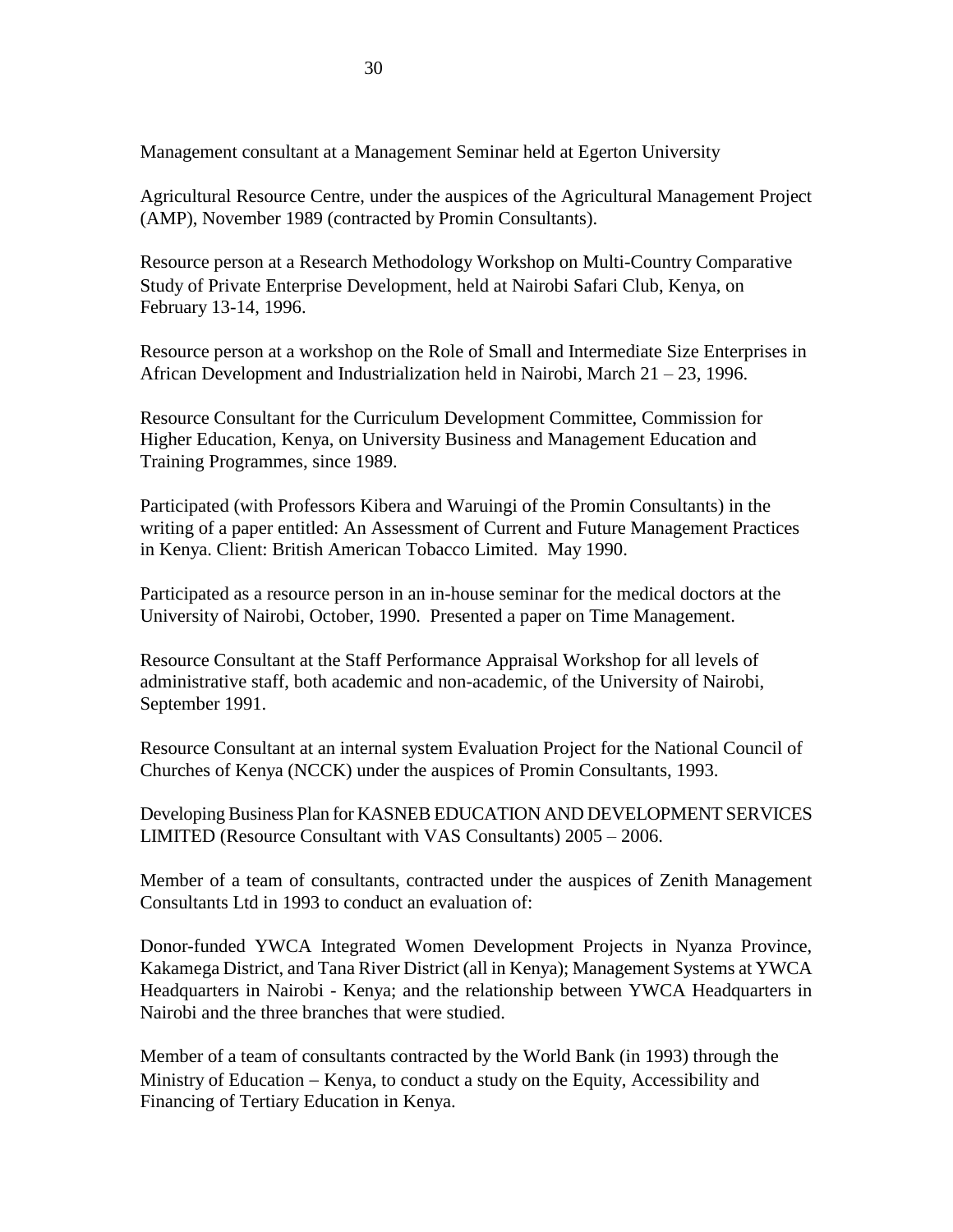Management consultant at a Management Seminar held at Egerton University

Agricultural Resource Centre, under the auspices of the Agricultural Management Project (AMP), November 1989 (contracted by Promin Consultants).

Resource person at a Research Methodology Workshop on Multi-Country Comparative Study of Private Enterprise Development, held at Nairobi Safari Club, Kenya, on February 13-14, 1996.

Resource person at a workshop on the Role of Small and Intermediate Size Enterprises in African Development and Industrialization held in Nairobi, March 21 – 23, 1996.

Resource Consultant for the Curriculum Development Committee, Commission for Higher Education, Kenya, on University Business and Management Education and Training Programmes, since 1989.

Participated (with Professors Kibera and Waruingi of the Promin Consultants) in the writing of a paper entitled: An Assessment of Current and Future Management Practices in Kenya. Client: British American Tobacco Limited. May 1990.

Participated as a resource person in an in-house seminar for the medical doctors at the University of Nairobi, October, 1990. Presented a paper on Time Management.

Resource Consultant at the Staff Performance Appraisal Workshop for all levels of administrative staff, both academic and non-academic, of the University of Nairobi, September 1991.

Resource Consultant at an internal system Evaluation Project for the National Council of Churches of Kenya (NCCK) under the auspices of Promin Consultants, 1993.

Developing Business Plan for KASNEB EDUCATION AND DEVELOPMENT SERVICES LIMITED (Resource Consultant with VAS Consultants) 2005 – 2006.

Member of a team of consultants, contracted under the auspices of Zenith Management Consultants Ltd in 1993 to conduct an evaluation of:

Donor-funded YWCA Integrated Women Development Projects in Nyanza Province, Kakamega District, and Tana River District (all in Kenya); Management Systems at YWCA Headquarters in Nairobi - Kenya; and the relationship between YWCA Headquarters in Nairobi and the three branches that were studied.

Member of a team of consultants contracted by the World Bank (in 1993) through the Ministry of Education – Kenya, to conduct a study on the Equity, Accessibility and Financing of Tertiary Education in Kenya.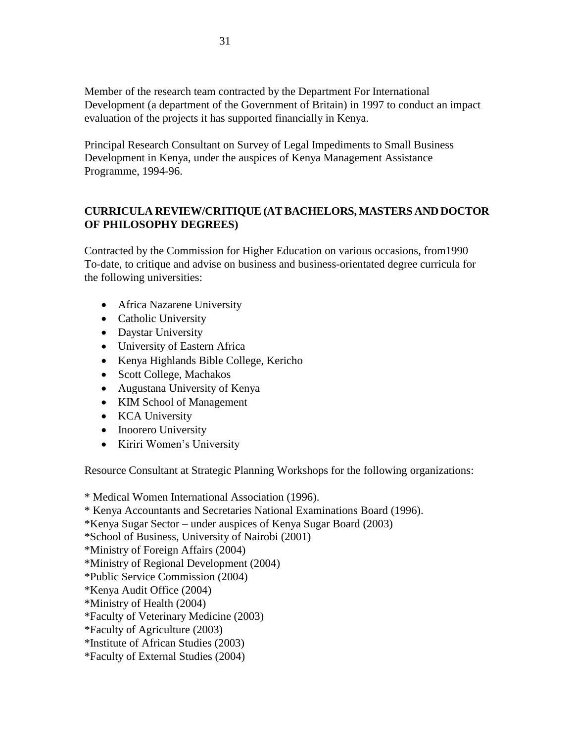Member of the research team contracted by the Department For International Development (a department of the Government of Britain) in 1997 to conduct an impact evaluation of the projects it has supported financially in Kenya.

Principal Research Consultant on Survey of Legal Impediments to Small Business Development in Kenya, under the auspices of Kenya Management Assistance Programme, 1994-96.

## CURRICULA REVIEW/CRITIQUE (AT BACHELORS, MASTERS AND DOCTOR OF PHILOSOPHY DEGREES)

Contracted by the Commission for Higher Education on various occasions, from1990 To-date, to critique and advise on business and business-orientated degree curricula for the following universities:

- Africa Nazarene University
- Catholic University
- Daystar University
- University of Eastern Africa
- Kenya Highlands Bible College, Kericho
- Scott College, Machakos
- Augustana University of Kenya
- KIM School of Management
- KCA University
- Inoorero University
- Kiriri Women's University

Resource Consultant at Strategic Planning Workshops for the following organizations:

* Medical Women International Association (1996).
* Kenya Accountants and Secretaries National Examinations Board (1996).
*Kenya Sugar Sector – under auspices of Kenya Sugar Board (2003)
*School of Business, University of Nairobi (2001)
*Ministry of Foreign Affairs (2004)
*Ministry of Regional Development (2004)
*Public Service Commission (2004)
*Kenya Audit Office (2004)
*Ministry of Health (2004)
*Faculty of Veterinary Medicine (2003)
*Faculty of Agriculture (2003)
*Institute of African Studies (2003)
*Faculty of External Studies (2004)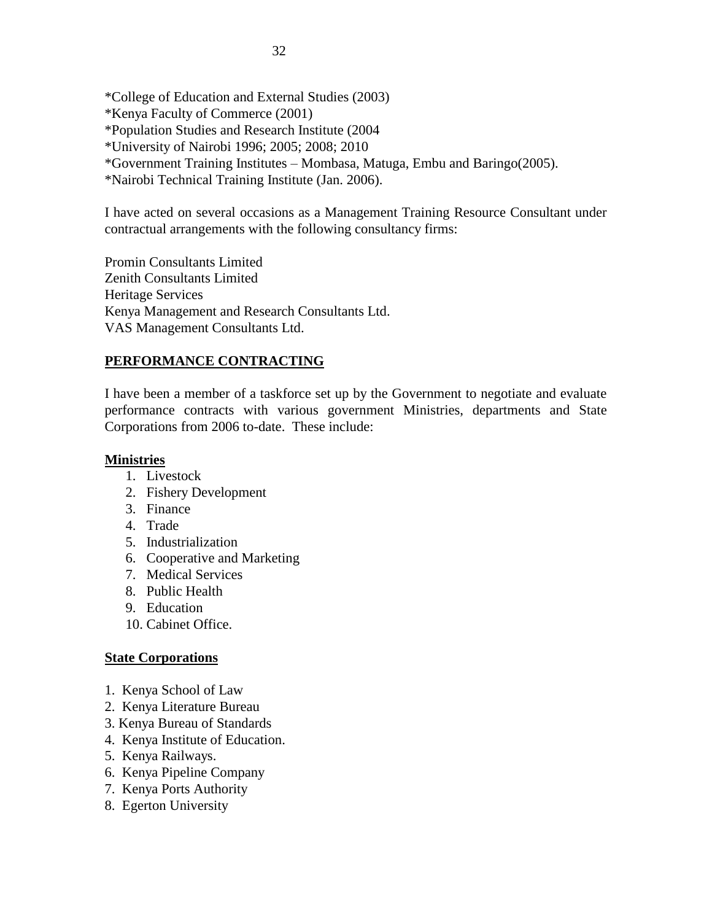*College of Education and External Studies (2003)
*Kenya Faculty of Commerce (2001)
*Population Studies and Research Institute (2004
*University of Nairobi 1996; 2005; 2008; 2010
*Government Training Institutes – Mombasa, Matuga, Embu and Baringo(2005).
*Nairobi Technical Training Institute (Jan. 2006).

I have acted on several occasions as a Management Training Resource Consultant under contractual arrangements with the following consultancy firms:

Promin Consultants Limited
Zenith Consultants Limited
Heritage Services
Kenya Management and Research Consultants Ltd.
VAS Management Consultants Ltd.

## PERFORMANCE CONTRACTING

I have been a member of a taskforce set up by the Government to negotiate and evaluate performance contracts with various government Ministries, departments and State Corporations from 2006 to-date. These include:

### Ministries

1. Livestock
2. Fishery Development
3. Finance
4. Trade
5. Industrialization
6. Cooperative and Marketing
7. Medical Services
8. Public Health
9. Education
10. Cabinet Office.

### State Corporations

1. Kenya School of Law
2. Kenya Literature Bureau
3. Kenya Bureau of Standards
4. Kenya Institute of Education.
5. Kenya Railways.
6. Kenya Pipeline Company
7. Kenya Ports Authority
8. Egerton University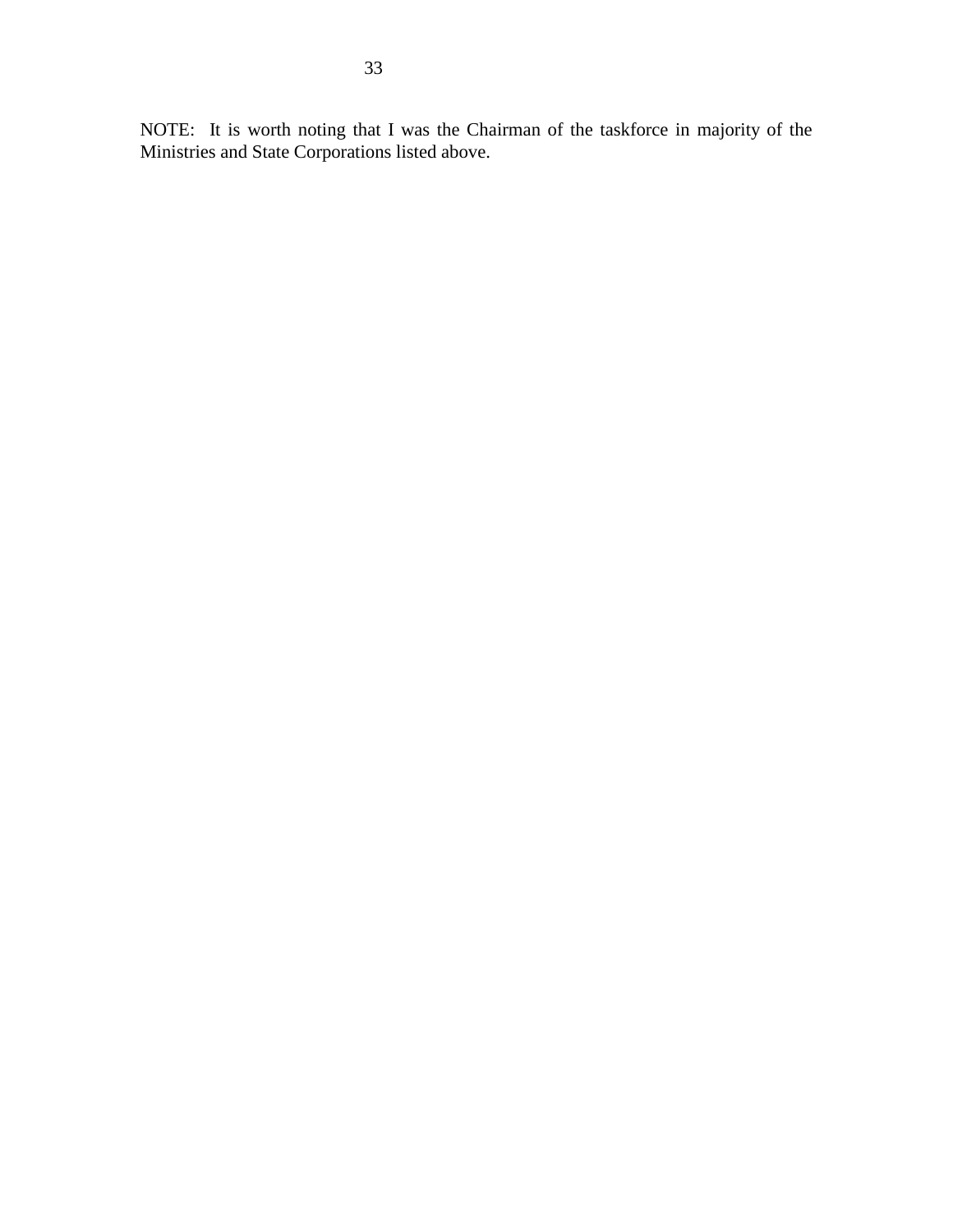NOTE:  It is worth noting that I was the Chairman of the taskforce in majority of the Ministries and State Corporations listed above.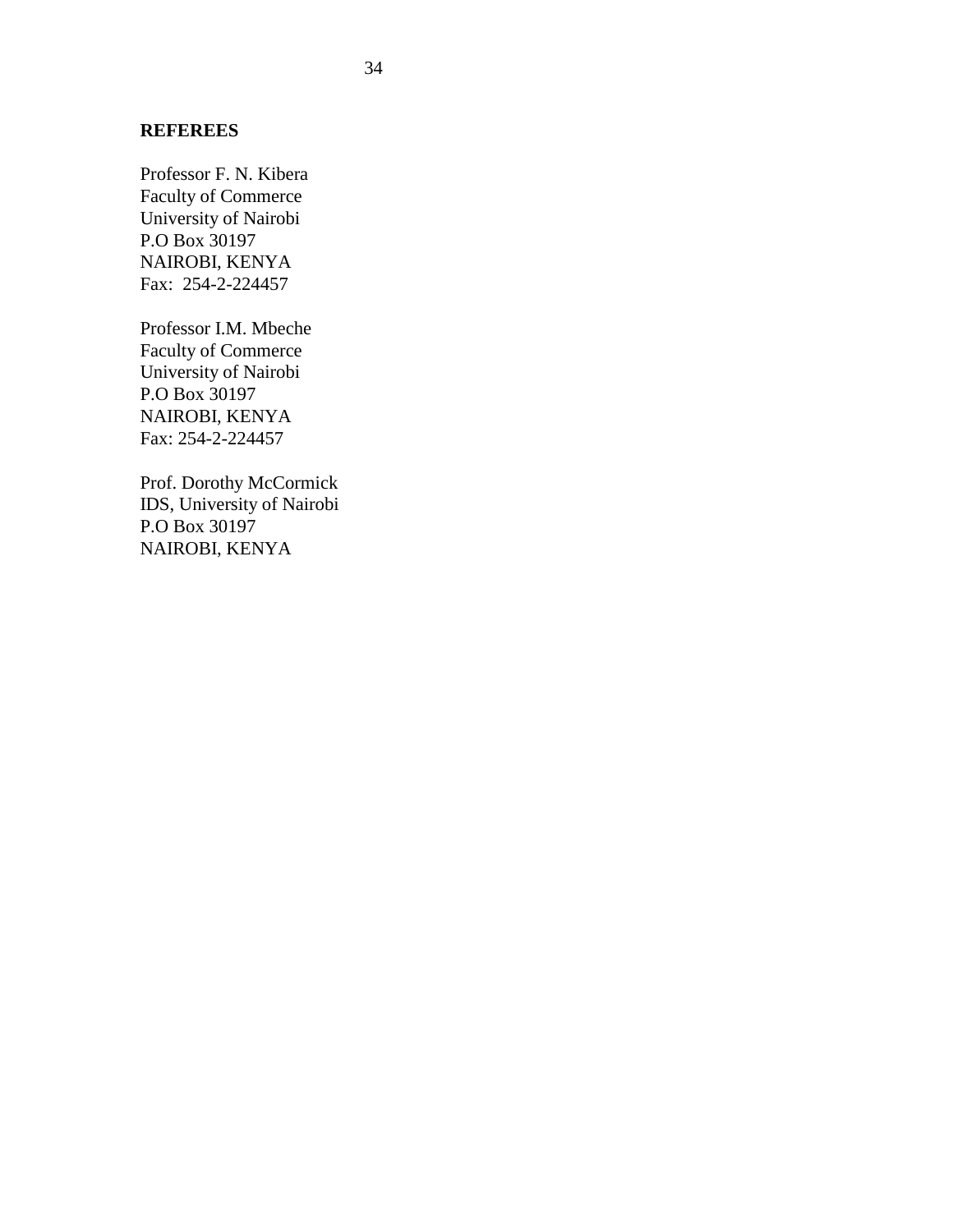**REFEREES**

Professor F. N. Kibera
Faculty of Commerce
University of Nairobi
P.O Box 30197
NAIROBI, KENYA
Fax: 254-2-224457

Professor I.M. Mbeche
Faculty of Commerce
University of Nairobi
P.O Box 30197
NAIROBI, KENYA
Fax: 254-2-224457

Prof. Dorothy McCormick
IDS, University of Nairobi
P.O Box 30197
NAIROBI, KENYA